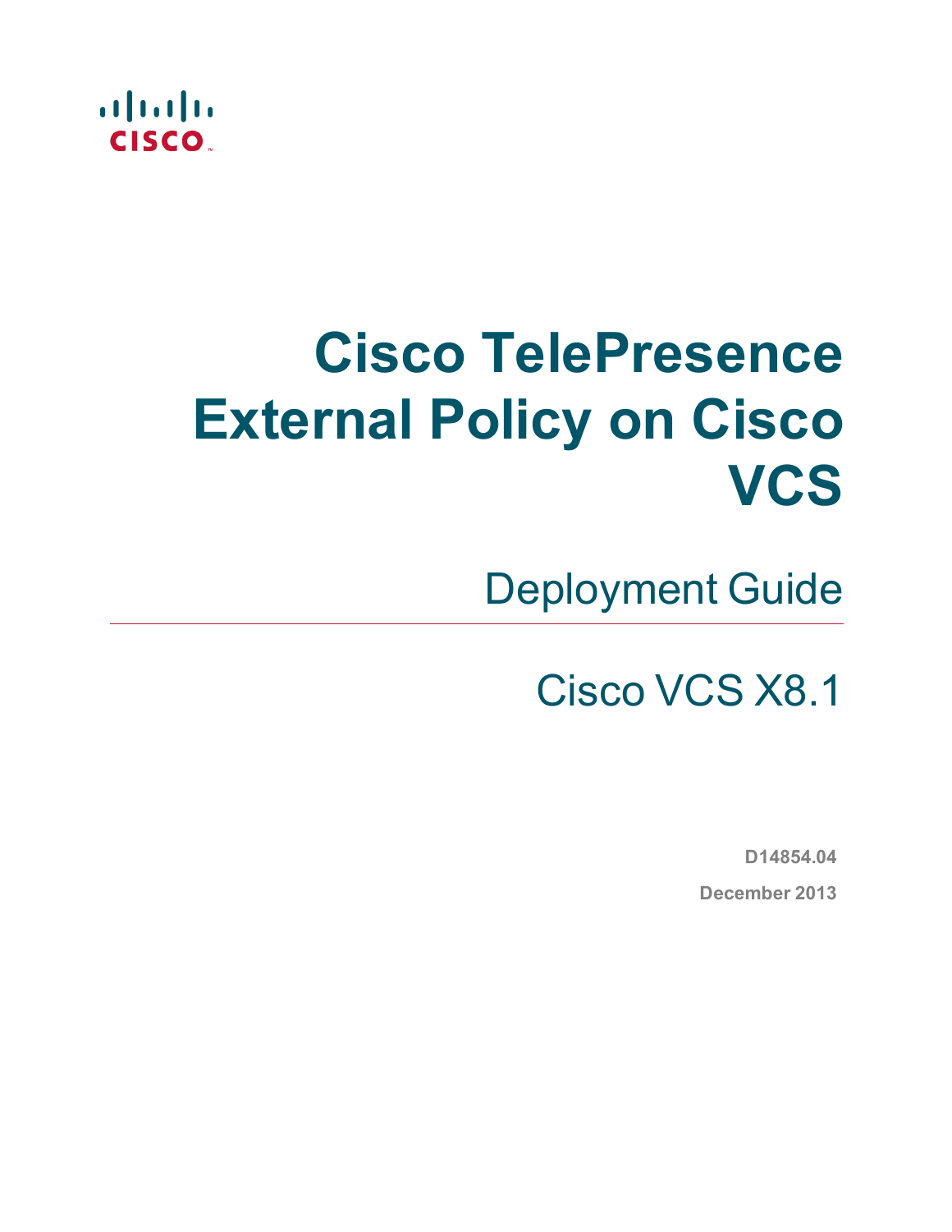# Cisco TelePresence External Policy on Cisco VCS

## Deployment Guide

## Cisco VCS X8.1

**D14854.04**

**December 2013**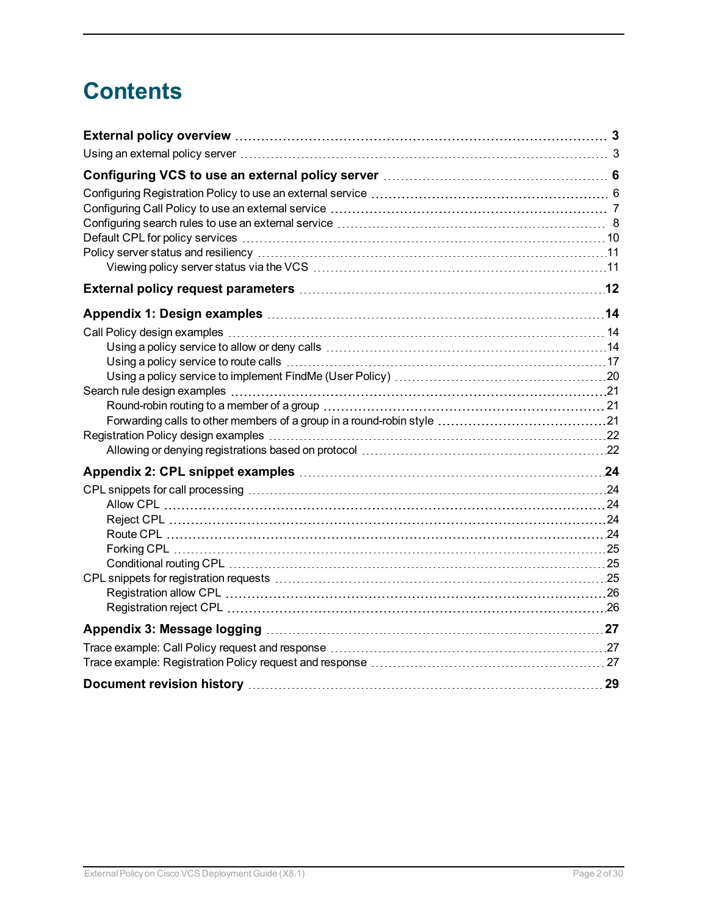# Contents

**External policy overview** 3

Using an external policy server 3

**Configuring VCS to use an external policy server** 6

Configuring Registration Policy to use an external service 6

Configuring Call Policy to use an external service 7

Configuring search rules to use an external service 8

Default CPL for policy services 10

Policy server status and resiliency 11

- Viewing policy server status via the VCS 11

**External policy request parameters** 12

**Appendix 1: Design examples** 14

Call Policy design examples 14

- Using a policy service to allow or deny calls 14
- Using a policy service to route calls 17
- Using a policy service to implement FindMe (User Policy) 20

Search rule design examples 21

- Round-robin routing to a member of a group 21
- Forwarding calls to other members of a group in a round-robin style 21

Registration Policy design examples 22

- Allowing or denying registrations based on protocol 22

**Appendix 2: CPL snippet examples** 24

CPL snippets for call processing 24

- Allow CPL 24
- Reject CPL 24
- Route CPL 24
- Forking CPL 25
- Conditional routing CPL 25

CPL snippets for registration requests 25

- Registration allow CPL 26
- Registration reject CPL 26

**Appendix 3: Message logging** 27

Trace example: Call Policy request and response 27

Trace example: Registration Policy request and response 27

**Document revision history** 29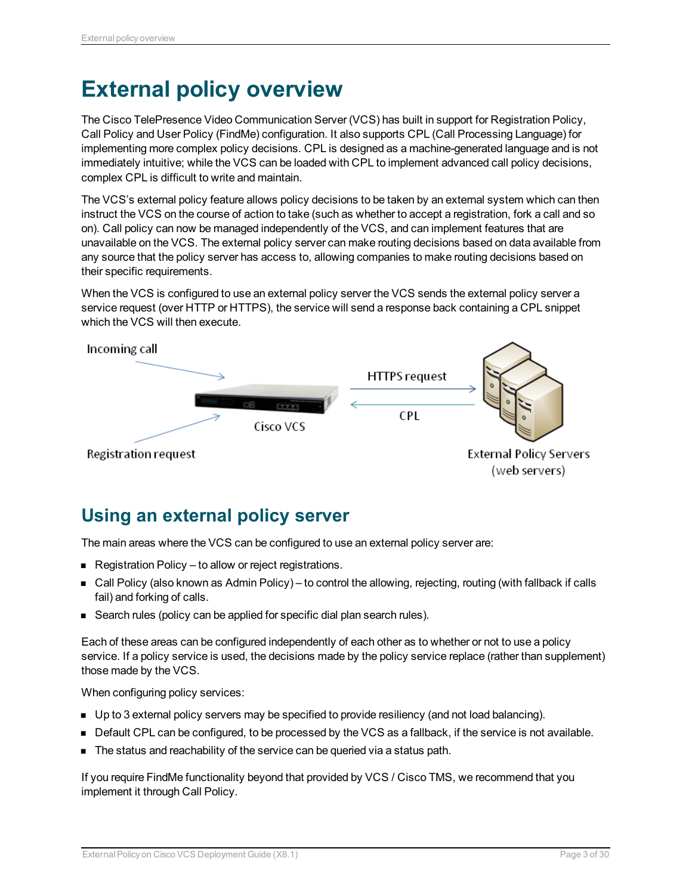# External policy overview

The Cisco TelePresence Video Communication Server (VCS) has built in support for Registration Policy, Call Policy and User Policy (FindMe) configuration. It also supports CPL (Call Processing Language) for implementing more complex policy decisions. CPL is designed as a machine-generated language and is not immediately intuitive; while the VCS can be loaded with CPL to implement advanced call policy decisions, complex CPL is difficult to write and maintain.

The VCS's external policy feature allows policy decisions to be taken by an external system which can then instruct the VCS on the course of action to take (such as whether to accept a registration, fork a call and so on). Call policy can now be managed independently of the VCS, and can implement features that are unavailable on the VCS. The external policy server can make routing decisions based on data available from any source that the policy server has access to, allowing companies to make routing decisions based on their specific requirements.

When the VCS is configured to use an external policy server the VCS sends the external policy server a service request (over HTTP or HTTPS), the service will send a response back containing a CPL snippet which the VCS will then execute.

Incoming call

Registration request

Cisco VCS

HTTPS request

CPL

External Policy Servers (web servers)

## Using an external policy server

The main areas where the VCS can be configured to use an external policy server are:

- Registration Policy – to allow or reject registrations.
- Call Policy (also known as Admin Policy) – to control the allowing, rejecting, routing (with fallback if calls fail) and forking of calls.
- Search rules (policy can be applied for specific dial plan search rules).

Each of these areas can be configured independently of each other as to whether or not to use a policy service. If a policy service is used, the decisions made by the policy service replace (rather than supplement) those made by the VCS.

When configuring policy services:

- Up to 3 external policy servers may be specified to provide resiliency (and not load balancing).
- Default CPL can be configured, to be processed by the VCS as a fallback, if the service is not available.
- The status and reachability of the service can be queried via a status path.

If you require FindMe functionality beyond that provided by VCS / Cisco TMS, we recommend that you implement it through Call Policy.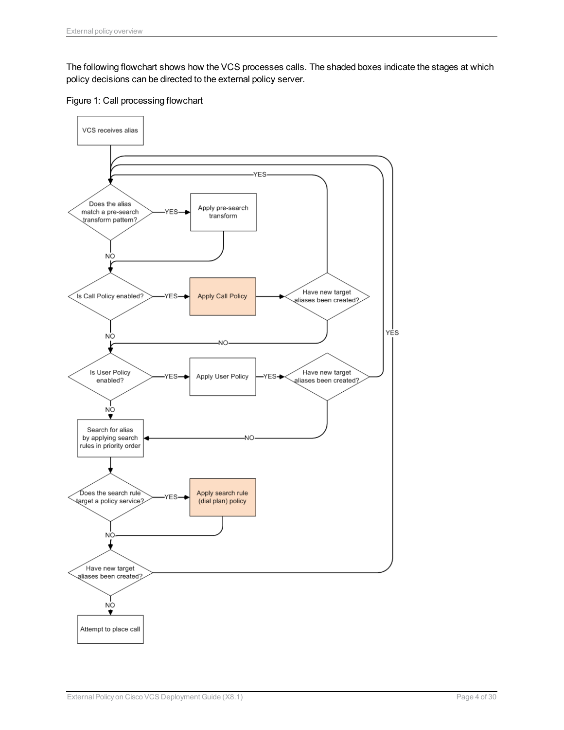The following flowchart shows how the VCS processes calls. The shaded boxes indicate the stages at which policy decisions can be directed to the external policy server.

Figure 1: Call processing flowchart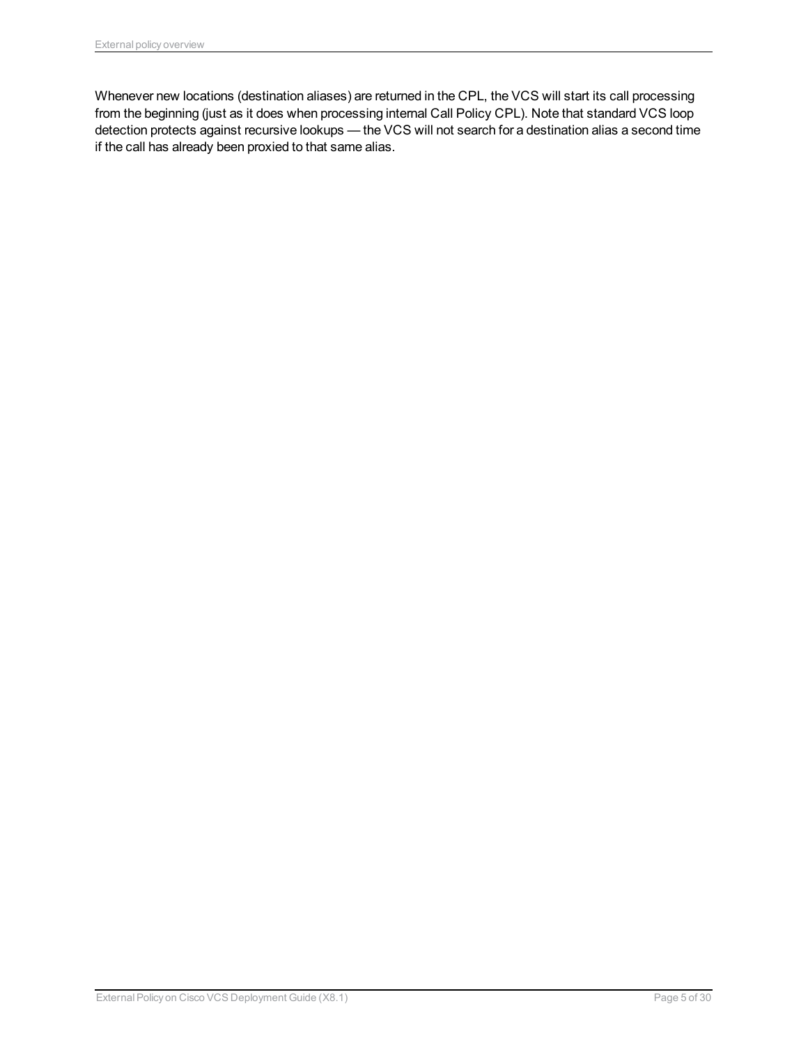Whenever new locations (destination aliases) are returned in the CPL, the VCS will start its call processing from the beginning (just as it does when processing internal Call Policy CPL). Note that standard VCS loop detection protects against recursive lookups — the VCS will not search for a destination alias a second time if the call has already been proxied to that same alias.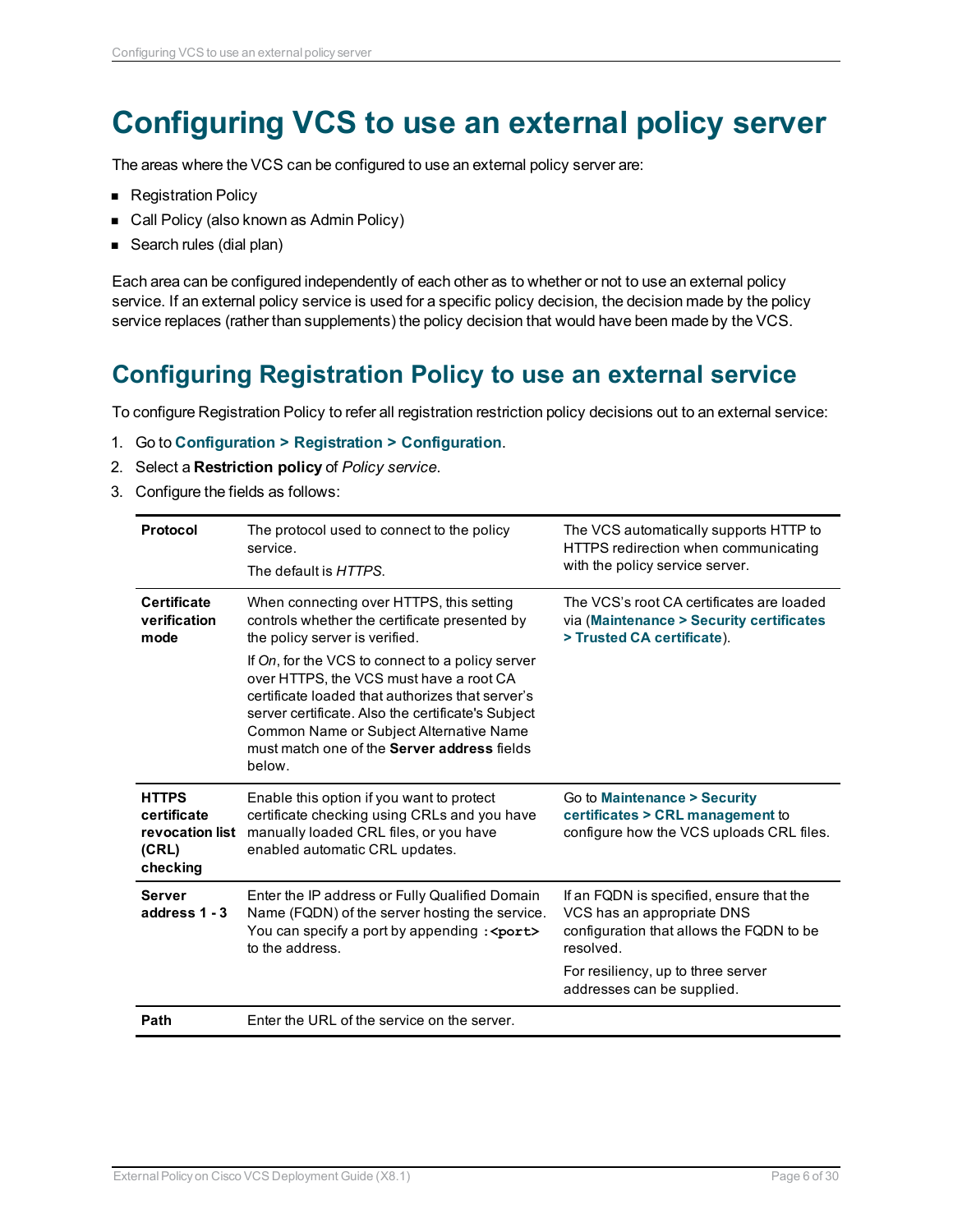# Configuring VCS to use an external policy server

The areas where the VCS can be configured to use an external policy server are:

- Registration Policy
- Call Policy (also known as Admin Policy)
- Search rules (dial plan)

Each area can be configured independently of each other as to whether or not to use an external policy service. If an external policy service is used for a specific policy decision, the decision made by the policy service replaces (rather than supplements) the policy decision that would have been made by the VCS.

## Configuring Registration Policy to use an external service

To configure Registration Policy to refer all registration restriction policy decisions out to an external service:

1. Go to **Configuration > Registration > Configuration**.
2. Select a **Restriction policy** of *Policy service*.
3. Configure the fields as follows:

| | | |
|---|---|---|
| **Protocol** | The protocol used to connect to the policy service.<br>The default is *HTTPS*. | The VCS automatically supports HTTP to HTTPS redirection when communicating with the policy service server. |
| **Certificate verification mode** | When connecting over HTTPS, this setting controls whether the certificate presented by the policy server is verified.<br>If *On*, for the VCS to connect to a policy server over HTTPS, the VCS must have a root CA certificate loaded that authorizes that server's server certificate. Also the certificate's Subject Common Name or Subject Alternative Name must match one of the **Server address** fields below. | The VCS's root CA certificates are loaded via (**Maintenance > Security certificates > Trusted CA certificate**). |
| **HTTPS certificate revocation list (CRL) checking** | Enable this option if you want to protect certificate checking using CRLs and you have manually loaded CRL files, or you have enabled automatic CRL updates. | Go to **Maintenance > Security certificates > CRL management** to configure how the VCS uploads CRL files. |
| **Server address 1 - 3** | Enter the IP address or Fully Qualified Domain Name (FQDN) of the server hosting the service. You can specify a port by appending **:<port>** to the address. | If an FQDN is specified, ensure that the VCS has an appropriate DNS configuration that allows the FQDN to be resolved.<br>For resiliency, up to three server addresses can be supplied. |
| **Path** | Enter the URL of the service on the server. | |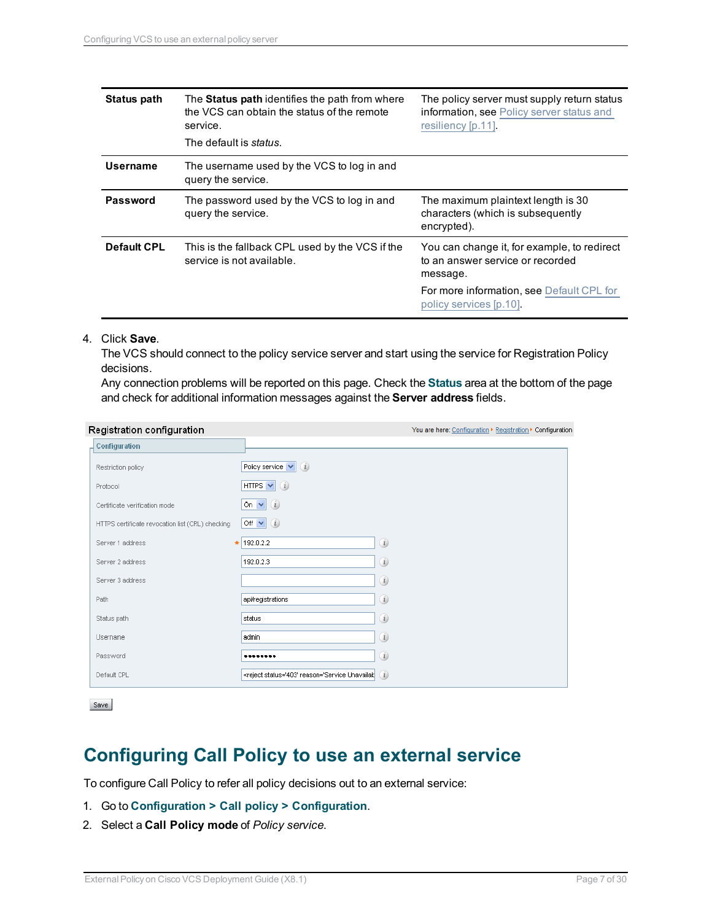| | | |
|---|---|---|
| **Status path** | The **Status path** identifies the path from where the VCS can obtain the status of the remote service.<br>The default is *status*. | The policy server must supply return status information, see Policy server status and resiliency [p.11]. |
| **Username** | The username used by the VCS to log in and query the service. | |
| **Password** | The password used by the VCS to log in and query the service. | The maximum plaintext length is 30 characters (which is subsequently encrypted). |
| **Default CPL** | This is the fallback CPL used by the VCS if the service is not available. | You can change it, for example, to redirect to an answer service or recorded message.<br>For more information, see Default CPL for policy services [p.10]. |

4. Click **Save**.
   The VCS should connect to the policy service server and start using the service for Registration Policy decisions.
   Any connection problems will be reported on this page. Check the **Status** area at the bottom of the page and check for additional information messages against the **Server address** fields.

Registration configuration — You are here: Configuration ▸ Registration ▸ Configuration

**Configuration**

| | |
|---|---|
| Restriction policy | Policy service |
| Protocol | HTTPS |
| Certificate verification mode | On |
| HTTPS certificate revocation list (CRL) checking | Off |
| Server 1 address | 192.0.2.2 |
| Server 2 address | 192.0.2.3 |
| Server 3 address | |
| Path | api/registrations |
| Status path | status |
| Username | admin |
| Password | •••••••• |
| Default CPL | <reject status='403' reason='Service Unavailab |

Save

# Configuring Call Policy to use an external service

To configure Call Policy to refer all policy decisions out to an external service:

1. Go to **Configuration > Call policy > Configuration**.
2. Select a **Call Policy mode** of *Policy service*.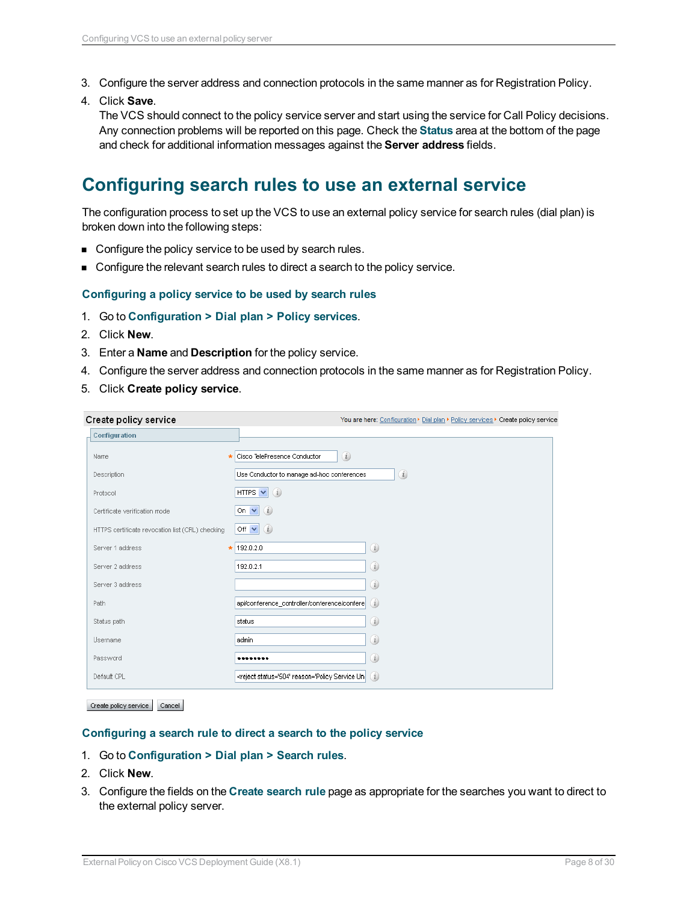3. Configure the server address and connection protocols in the same manner as for Registration Policy.
4. Click **Save**.
   The VCS should connect to the policy service server and start using the service for Call Policy decisions. Any connection problems will be reported on this page. Check the **Status** area at the bottom of the page and check for additional information messages against the **Server address** fields.

# Configuring search rules to use an external service

The configuration process to set up the VCS to use an external policy service for search rules (dial plan) is broken down into the following steps:

- Configure the policy service to be used by search rules.
- Configure the relevant search rules to direct a search to the policy service.

### Configuring a policy service to be used by search rules

1. Go to **Configuration > Dial plan > Policy services**.
2. Click **New**.
3. Enter a **Name** and **Description** for the policy service.
4. Configure the server address and connection protocols in the same manner as for Registration Policy.
5. Click **Create policy service**.

**Create policy service** — You are here: Configuration ▸ Dial plan ▸ Policy services ▸ Create policy service

**Configuration**

| Field | Value |
|---|---|
| Name * | Cisco TelePresence Conductor |
| Description | Use Conductor to manage ad-hoc conferences |
| Protocol | HTTPS |
| Certificate verification mode | On |
| HTTPS certificate revocation list (CRL) checking | Off |
| Server 1 address * | 192.0.2.0 |
| Server 2 address | 192.0.2.1 |
| Server 3 address | |
| Path | api/conference_controller/conference/confere |
| Status path | status |
| Username | admin |
| Password | •••••••• |
| Default CPL | <reject status='504' reason='Policy Service Un |

Create policy service | Cancel

### Configuring a search rule to direct a search to the policy service

1. Go to **Configuration > Dial plan > Search rules**.
2. Click **New**.
3. Configure the fields on the **Create search rule** page as appropriate for the searches you want to direct to the external policy server.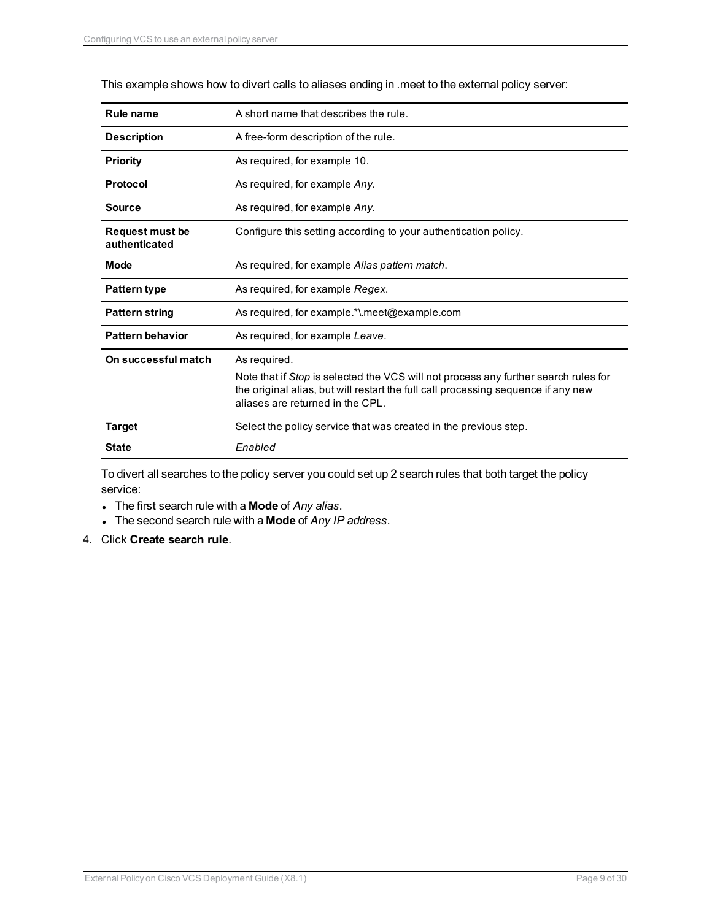This example shows how to divert calls to aliases ending in .meet to the external policy server:

| **Rule name** | A short name that describes the rule. |
|---|---|
| **Description** | A free-form description of the rule. |
| **Priority** | As required, for example 10. |
| **Protocol** | As required, for example *Any*. |
| **Source** | As required, for example *Any*. |
| **Request must be authenticated** | Configure this setting according to your authentication policy. |
| **Mode** | As required, for example *Alias pattern match*. |
| **Pattern type** | As required, for example *Regex*. |
| **Pattern string** | As required, for example.*\.meet@example.com |
| **Pattern behavior** | As required, for example *Leave*. |
| **On successful match** | As required.<br>Note that if *Stop* is selected the VCS will not process any further search rules for the original alias, but will restart the full call processing sequence if any new aliases are returned in the CPL. |
| **Target** | Select the policy service that was created in the previous step. |
| **State** | *Enabled* |

To divert all searches to the policy server you could set up 2 search rules that both target the policy service:

- The first search rule with a **Mode** of *Any alias*.
- The second search rule with a **Mode** of *Any IP address*.

4. Click **Create search rule**.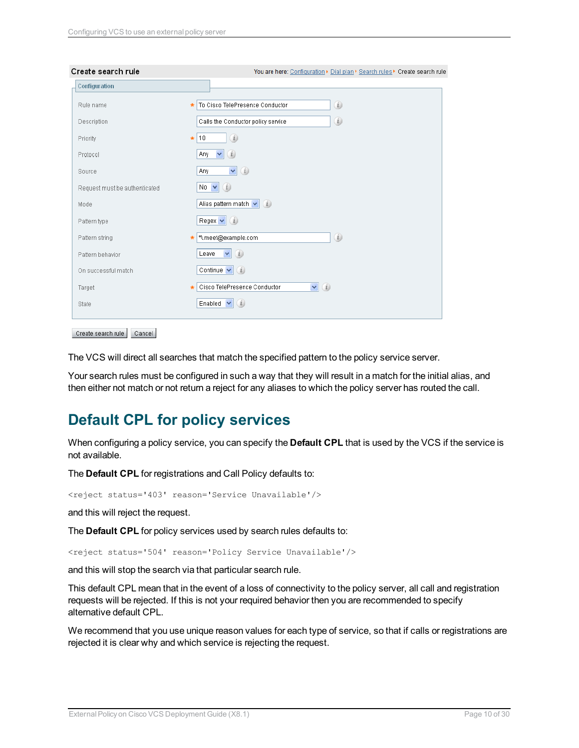**Create search rule**

You are here: Configuration ▸ Dial plan ▸ Search rules ▸ Create search rule

**Configuration**

| Field | Value |
| --- | --- |
| Rule name * | To Cisco TelePresence Conductor |
| Description | Calls the Conductor policy service |
| Priority * | 10 |
| Protocol | Any |
| Source | Any |
| Request must be authenticated | No |
| Mode | Alias pattern match |
| Pattern type | Regex |
| Pattern string * | .*\.meet@example.com |
| Pattern behavior | Leave |
| On successful match | Continue |
| Target * | Cisco TelePresence Conductor |
| State | Enabled |

Create search rule | Cancel

The VCS will direct all searches that match the specified pattern to the policy service server.

Your search rules must be configured in such a way that they will result in a match for the initial alias, and then either not match or not return a reject for any aliases to which the policy server has routed the call.

# Default CPL for policy services

When configuring a policy service, you can specify the **Default CPL** that is used by the VCS if the service is not available.

The **Default CPL** for registrations and Call Policy defaults to:

```
<reject status='403' reason='Service Unavailable'/>
```

and this will reject the request.

The **Default CPL** for policy services used by search rules defaults to:

```
<reject status='504' reason='Policy Service Unavailable'/>
```

and this will stop the search via that particular search rule.

This default CPL mean that in the event of a loss of connectivity to the policy server, all call and registration requests will be rejected. If this is not your required behavior then you are recommended to specify alternative default CPL.

We recommend that you use unique reason values for each type of service, so that if calls or registrations are rejected it is clear why and which service is rejecting the request.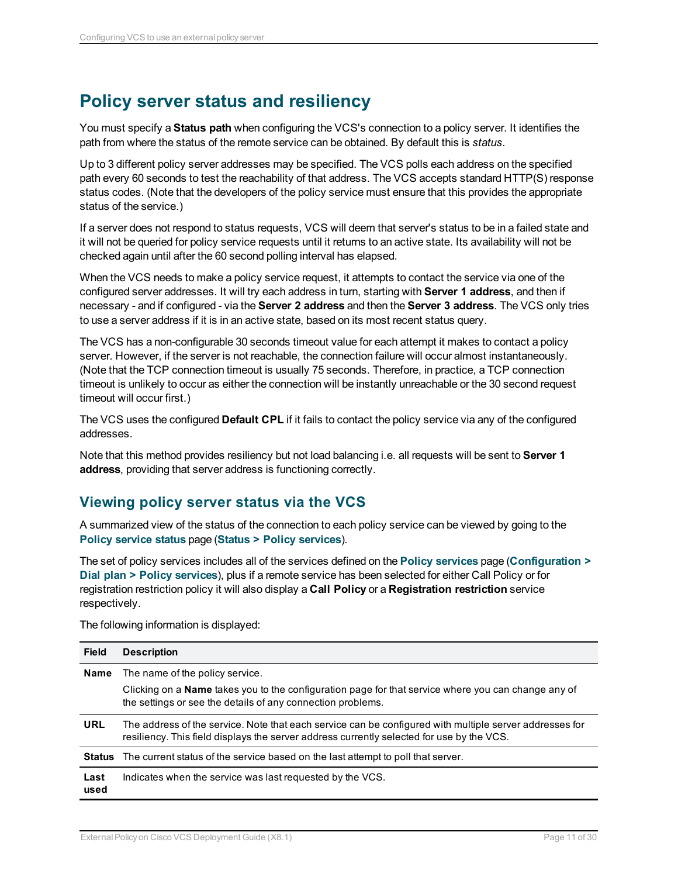# Policy server status and resiliency

You must specify a **Status path** when configuring the VCS's connection to a policy server. It identifies the path from where the status of the remote service can be obtained. By default this is *status*.

Up to 3 different policy server addresses may be specified. The VCS polls each address on the specified path every 60 seconds to test the reachability of that address. The VCS accepts standard HTTP(S) response status codes. (Note that the developers of the policy service must ensure that this provides the appropriate status of the service.)

If a server does not respond to status requests, VCS will deem that server's status to be in a failed state and it will not be queried for policy service requests until it returns to an active state. Its availability will not be checked again until after the 60 second polling interval has elapsed.

When the VCS needs to make a policy service request, it attempts to contact the service via one of the configured server addresses. It will try each address in turn, starting with **Server 1 address**, and then if necessary - and if configured - via the **Server 2 address** and then the **Server 3 address**. The VCS only tries to use a server address if it is in an active state, based on its most recent status query.

The VCS has a non-configurable 30 seconds timeout value for each attempt it makes to contact a policy server. However, if the server is not reachable, the connection failure will occur almost instantaneously. (Note that the TCP connection timeout is usually 75 seconds. Therefore, in practice, a TCP connection timeout is unlikely to occur as either the connection will be instantly unreachable or the 30 second request timeout will occur first.)

The VCS uses the configured **Default CPL** if it fails to contact the policy service via any of the configured addresses.

Note that this method provides resiliency but not load balancing i.e. all requests will be sent to **Server 1 address**, providing that server address is functioning correctly.

## Viewing policy server status via the VCS

A summarized view of the status of the connection to each policy service can be viewed by going to the **Policy service status** page (**Status > Policy services**).

The set of policy services includes all of the services defined on the **Policy services** page (**Configuration > Dial plan > Policy services**), plus if a remote service has been selected for either Call Policy or for registration restriction policy it will also display a **Call Policy** or a **Registration restriction** service respectively.

The following information is displayed:

| Field | Description |
|---|---|
| **Name** | The name of the policy service.<br>Clicking on a **Name** takes you to the configuration page for that service where you can change any of the settings or see the details of any connection problems. |
| **URL** | The address of the service. Note that each service can be configured with multiple server addresses for resiliency. This field displays the server address currently selected for use by the VCS. |
| **Status** | The current status of the service based on the last attempt to poll that server. |
| **Last used** | Indicates when the service was last requested by the VCS. |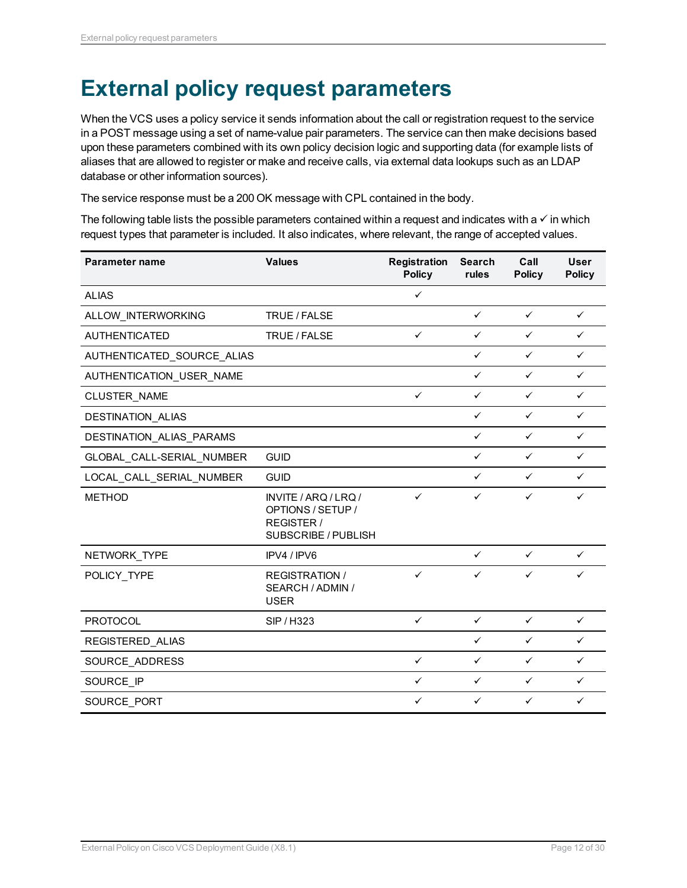# External policy request parameters

When the VCS uses a policy service it sends information about the call or registration request to the service in a POST message using a set of name-value pair parameters. The service can then make decisions based upon these parameters combined with its own policy decision logic and supporting data (for example lists of aliases that are allowed to register or make and receive calls, via external data lookups such as an LDAP database or other information sources).

The service response must be a 200 OK message with CPL contained in the body.

The following table lists the possible parameters contained within a request and indicates with a ✓ in which request types that parameter is included. It also indicates, where relevant, the range of accepted values.

| Parameter name | Values | Registration Policy | Search rules | Call Policy | User Policy |
|---|---|---|---|---|---|
| ALIAS | | ✓ | | | |
| ALLOW_INTERWORKING | TRUE / FALSE | | ✓ | ✓ | ✓ |
| AUTHENTICATED | TRUE / FALSE | ✓ | ✓ | ✓ | ✓ |
| AUTHENTICATED_SOURCE_ALIAS | | | ✓ | ✓ | ✓ |
| AUTHENTICATION_USER_NAME | | | ✓ | ✓ | ✓ |
| CLUSTER_NAME | | ✓ | ✓ | ✓ | ✓ |
| DESTINATION_ALIAS | | | ✓ | ✓ | ✓ |
| DESTINATION_ALIAS_PARAMS | | | ✓ | ✓ | ✓ |
| GLOBAL_CALL-SERIAL_NUMBER | GUID | | ✓ | ✓ | ✓ |
| LOCAL_CALL_SERIAL_NUMBER | GUID | | ✓ | ✓ | ✓ |
| METHOD | INVITE / ARQ / LRQ / OPTIONS / SETUP / REGISTER / SUBSCRIBE / PUBLISH | ✓ | ✓ | ✓ | ✓ |
| NETWORK_TYPE | IPV4 / IPV6 | | ✓ | ✓ | ✓ |
| POLICY_TYPE | REGISTRATION / SEARCH / ADMIN / USER | ✓ | ✓ | ✓ | ✓ |
| PROTOCOL | SIP / H323 | ✓ | ✓ | ✓ | ✓ |
| REGISTERED_ALIAS | | | ✓ | ✓ | ✓ |
| SOURCE_ADDRESS | | ✓ | ✓ | ✓ | ✓ |
| SOURCE_IP | | ✓ | ✓ | ✓ | ✓ |
| SOURCE_PORT | | ✓ | ✓ | ✓ | ✓ |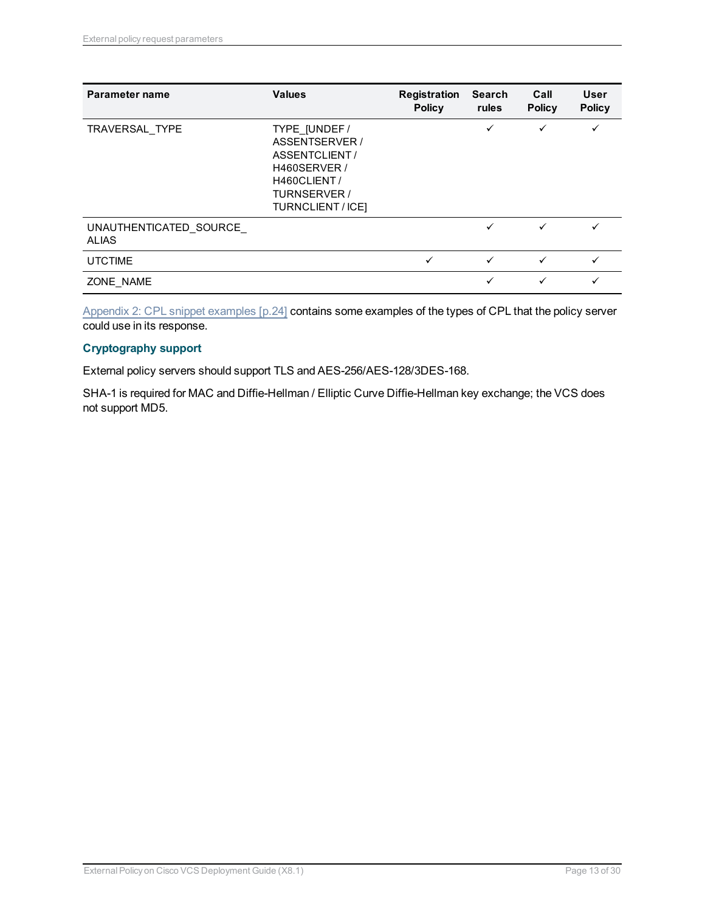| Parameter name | Values | Registration Policy | Search rules | Call Policy | User Policy |
|---|---|---|---|---|---|
| TRAVERSAL_TYPE | TYPE_[UNDEF / ASSENTSERVER / ASSENTCLIENT / H460SERVER / H460CLIENT / TURNSERVER / TURNCLIENT / ICE] | | ✓ | ✓ | ✓ |
| UNAUTHENTICATED_SOURCE_ALIAS | | | ✓ | ✓ | ✓ |
| UTCTIME | | ✓ | ✓ | ✓ | ✓ |
| ZONE_NAME | | | ✓ | ✓ | ✓ |

Appendix 2: CPL snippet examples [p.24] contains some examples of the types of CPL that the policy server could use in its response.

### Cryptography support

External policy servers should support TLS and AES-256/AES-128/3DES-168.

SHA-1 is required for MAC and Diffie-Hellman / Elliptic Curve Diffie-Hellman key exchange; the VCS does not support MD5.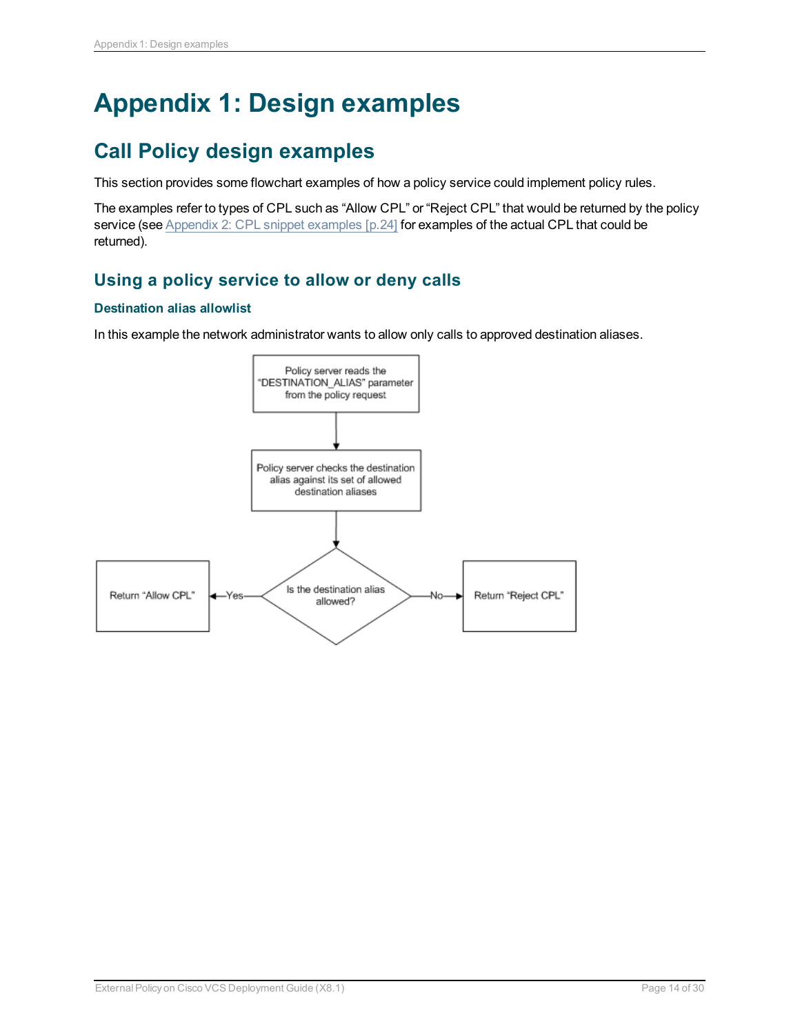# Appendix 1: Design examples

## Call Policy design examples

This section provides some flowchart examples of how a policy service could implement policy rules.

The examples refer to types of CPL such as "Allow CPL" or "Reject CPL" that would be returned by the policy service (see Appendix 2: CPL snippet examples [p.24] for examples of the actual CPL that could be returned).

### Using a policy service to allow or deny calls

#### Destination alias allowlist

In this example the network administrator wants to allow only calls to approved destination aliases.

Policy server reads the "DESTINATION_ALIAS" parameter from the policy request

Policy server checks the destination alias against its set of allowed destination aliases

Is the destination alias allowed?

Yes → Return "Allow CPL"

No → Return "Reject CPL"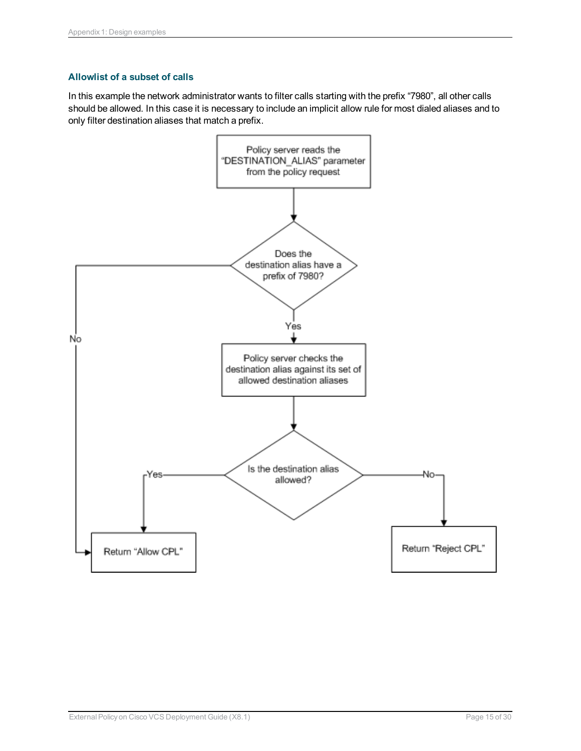### Allowlist of a subset of calls

In this example the network administrator wants to filter calls starting with the prefix “7980”, all other calls should be allowed. In this case it is necessary to include an implicit allow rule for most dialed aliases and to only filter destination aliases that match a prefix.

Policy server reads the “DESTINATION_ALIAS” parameter from the policy request

Does the destination alias have a prefix of 7980?

Yes

No

Policy server checks the destination alias against its set of allowed destination aliases

Is the destination alias allowed?

Yes

No

Return “Allow CPL”

Return “Reject CPL”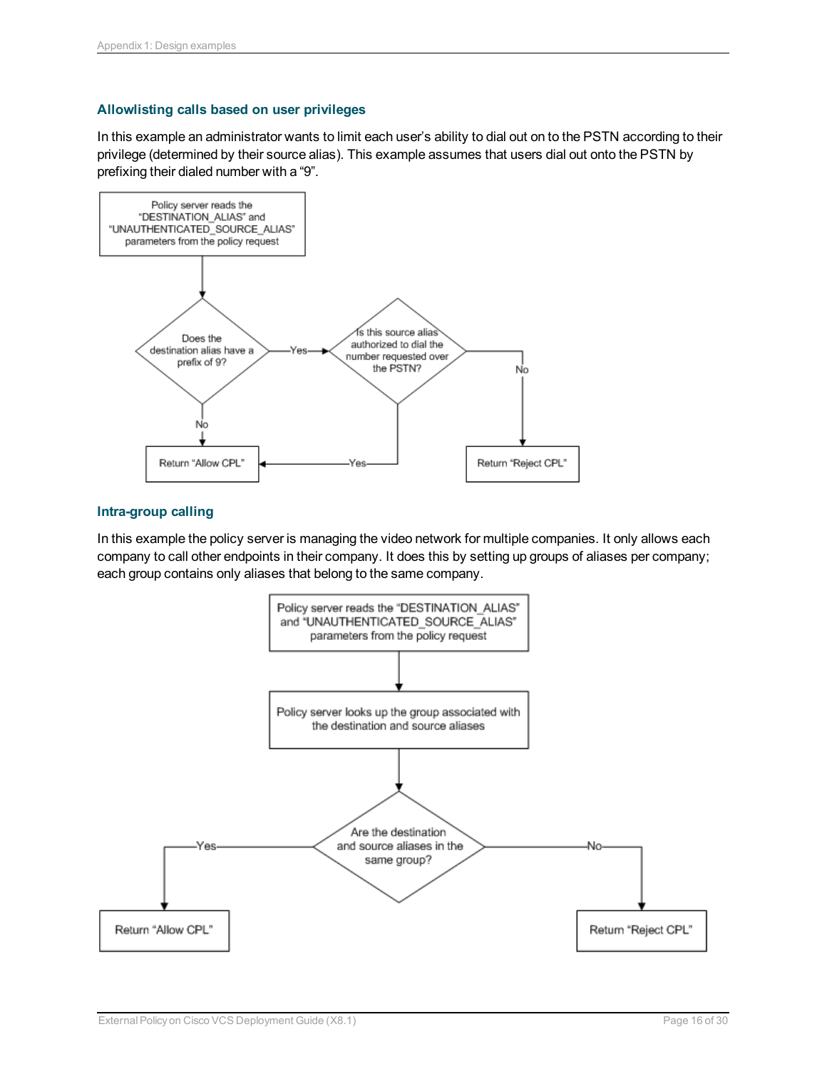### Allowlisting calls based on user privileges

In this example an administrator wants to limit each user's ability to dial out on to the PSTN according to their privilege (determined by their source alias). This example assumes that users dial out onto the PSTN by prefixing their dialed number with a "9".

Policy server reads the "DESTINATION_ALIAS" and "UNAUTHENTICATED_SOURCE_ALIAS" parameters from the policy request

Does the destination alias have a prefix of 9?

Yes

Is this source alias authorized to dial the number requested over the PSTN?

No

No

Yes

Return "Allow CPL"

Return "Reject CPL"

### Intra-group calling

In this example the policy server is managing the video network for multiple companies. It only allows each company to call other endpoints in their company. It does this by setting up groups of aliases per company; each group contains only aliases that belong to the same company.

Policy server reads the "DESTINATION_ALIAS" and "UNAUTHENTICATED_SOURCE_ALIAS" parameters from the policy request

Policy server looks up the group associated with the destination and source aliases

Are the destination and source aliases in the same group?

Yes

No

Return "Allow CPL"

Return "Reject CPL"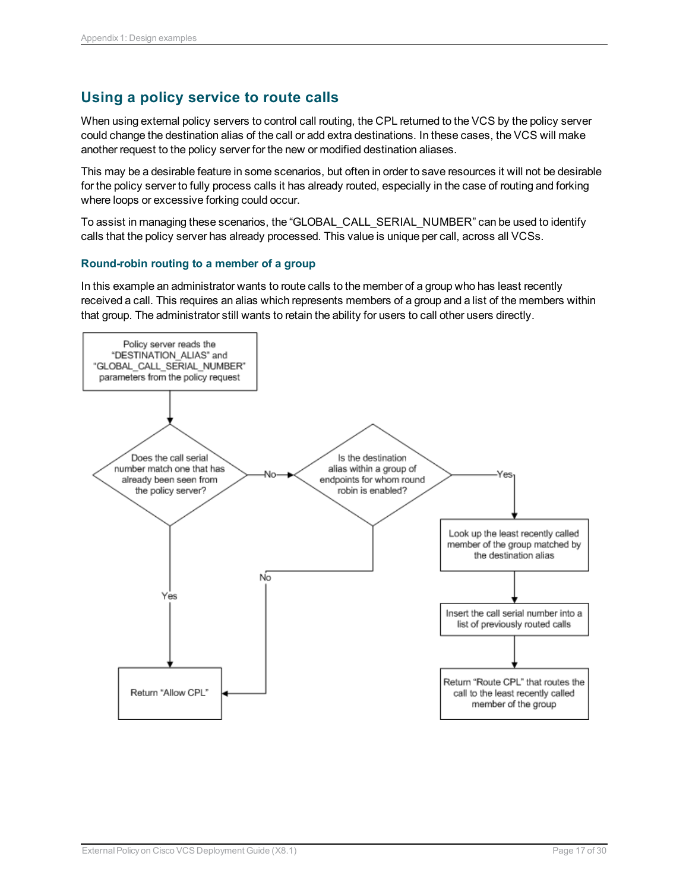## Using a policy service to route calls

When using external policy servers to control call routing, the CPL returned to the VCS by the policy server could change the destination alias of the call or add extra destinations. In these cases, the VCS will make another request to the policy server for the new or modified destination aliases.

This may be a desirable feature in some scenarios, but often in order to save resources it will not be desirable for the policy server to fully process calls it has already routed, especially in the case of routing and forking where loops or excessive forking could occur.

To assist in managing these scenarios, the "GLOBAL_CALL_SERIAL_NUMBER" can be used to identify calls that the policy server has already processed. This value is unique per call, across all VCSs.

### Round-robin routing to a member of a group

In this example an administrator wants to route calls to the member of a group who has least recently received a call. This requires an alias which represents members of a group and a list of the members within that group. The administrator still wants to retain the ability for users to call other users directly.

- Policy server reads the "DESTINATION_ALIAS" and "GLOBAL_CALL_SERIAL_NUMBER" parameters from the policy request
- Does the call serial number match one that has already been seen from the policy server?
  - Yes: Return "Allow CPL"
  - No: Is the destination alias within a group of endpoints for whom round robin is enabled?
    - No: Return "Allow CPL"
    - Yes: Look up the least recently called member of the group matched by the destination alias
      - Insert the call serial number into a list of previously routed calls
      - Return "Route CPL" that routes the call to the least recently called member of the group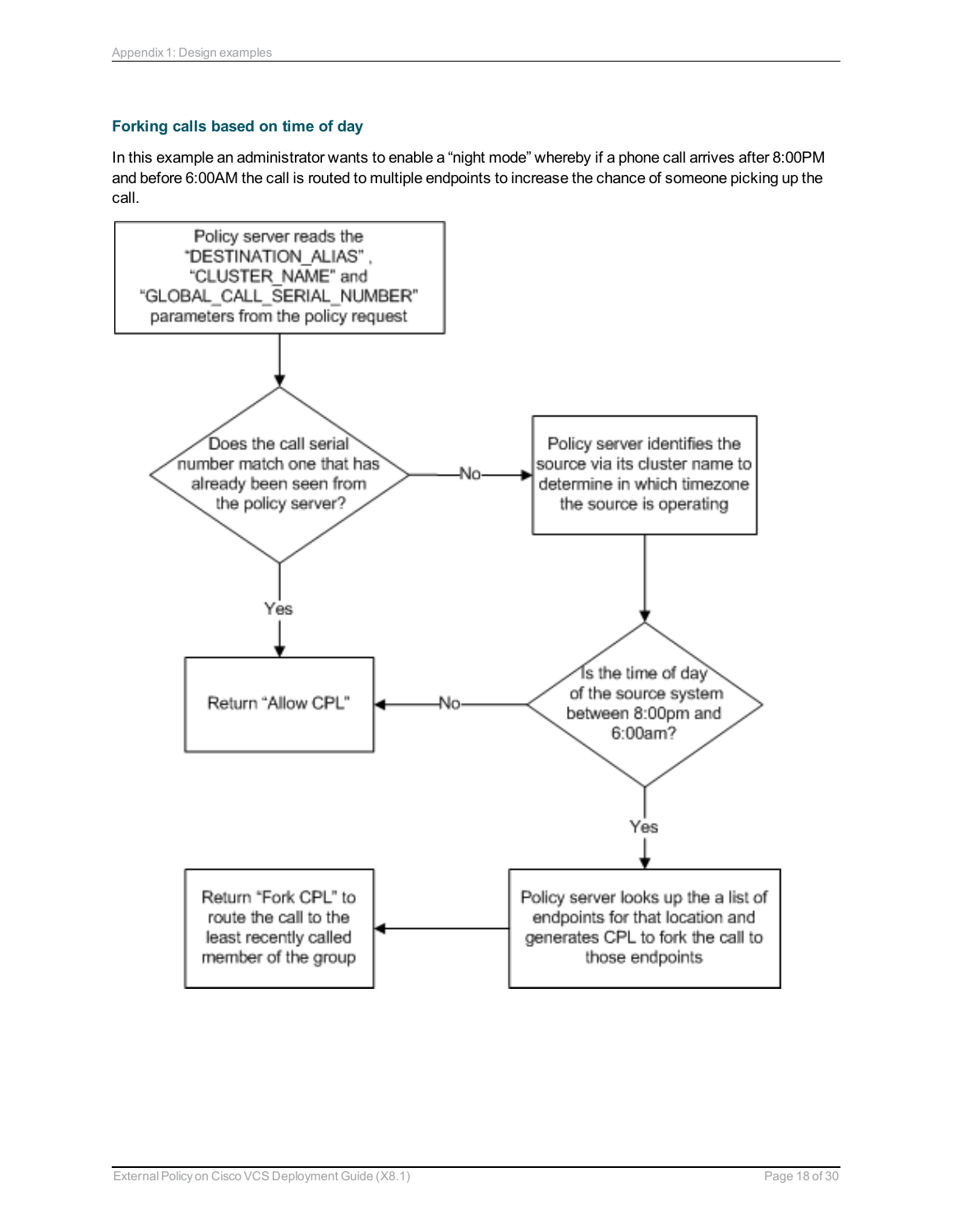### Forking calls based on time of day

In this example an administrator wants to enable a "night mode" whereby if a phone call arrives after 8:00PM and before 6:00AM the call is routed to multiple endpoints to increase the chance of someone picking up the call.

Policy server reads the "DESTINATION_ALIAS", "CLUSTER_NAME" and "GLOBAL_CALL_SERIAL_NUMBER" parameters from the policy request

Does the call serial number match one that has already been seen from the policy server?

No

Policy server identifies the source via its cluster name to determine in which timezone the source is operating

Yes

Return "Allow CPL"

No

Is the time of day of the source system between 8:00pm and 6:00am?

Yes

Return "Fork CPL" to route the call to the least recently called member of the group

Policy server looks up the a list of endpoints for that location and generates CPL to fork the call to those endpoints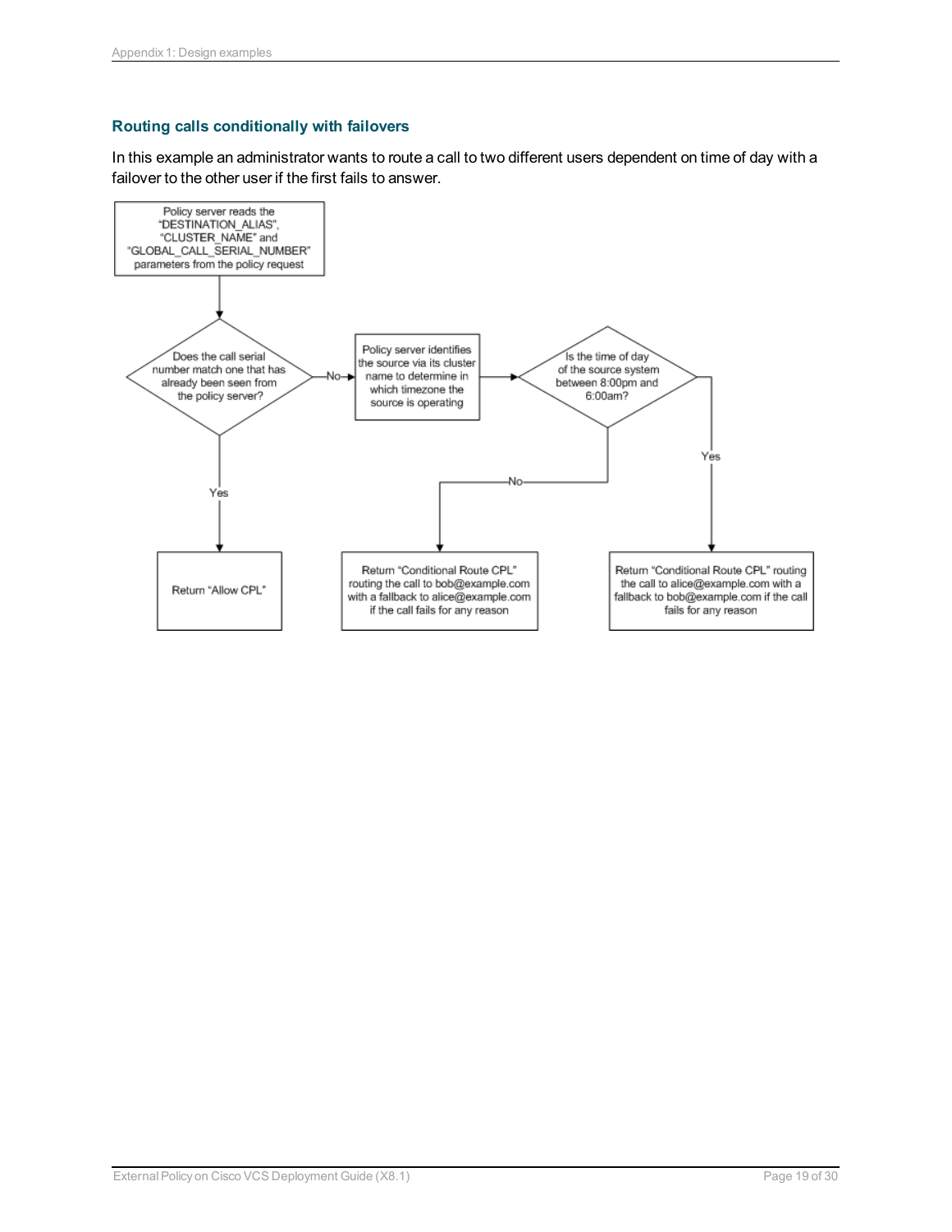### Routing calls conditionally with failovers

In this example an administrator wants to route a call to two different users dependent on time of day with a failover to the other user if the first fails to answer.

Policy server reads the "DESTINATION_ALIAS", "CLUSTER_NAME" and "GLOBAL_CALL_SERIAL_NUMBER" parameters from the policy request

Does the call serial number match one that has already been seen from the policy server?

- Yes → Return "Allow CPL"
- No → Policy server identifies the source via its cluster name to determine in which timezone the source is operating

Is the time of day of the source system between 8:00pm and 6:00am?

- No → Return "Conditional Route CPL" routing the call to bob@example.com with a fallback to alice@example.com if the call fails for any reason
- Yes → Return "Conditional Route CPL" routing the call to alice@example.com with a fallback to bob@example.com if the call fails for any reason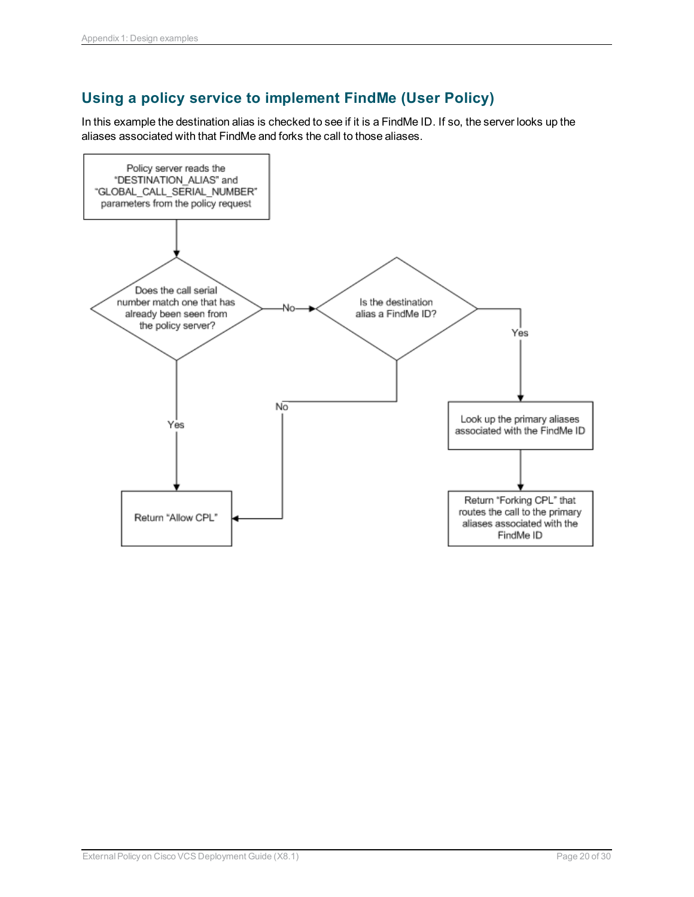## Using a policy service to implement FindMe (User Policy)

In this example the destination alias is checked to see if it is a FindMe ID. If so, the server looks up the aliases associated with that FindMe and forks the call to those aliases.

Policy server reads the "DESTINATION_ALIAS" and "GLOBAL_CALL_SERIAL_NUMBER" parameters from the policy request

Does the call serial number match one that has already been seen from the policy server?

No

Is the destination alias a FindMe ID?

Yes

Yes

No

Look up the primary aliases associated with the FindMe ID

Return "Allow CPL"

Return "Forking CPL" that routes the call to the primary aliases associated with the FindMe ID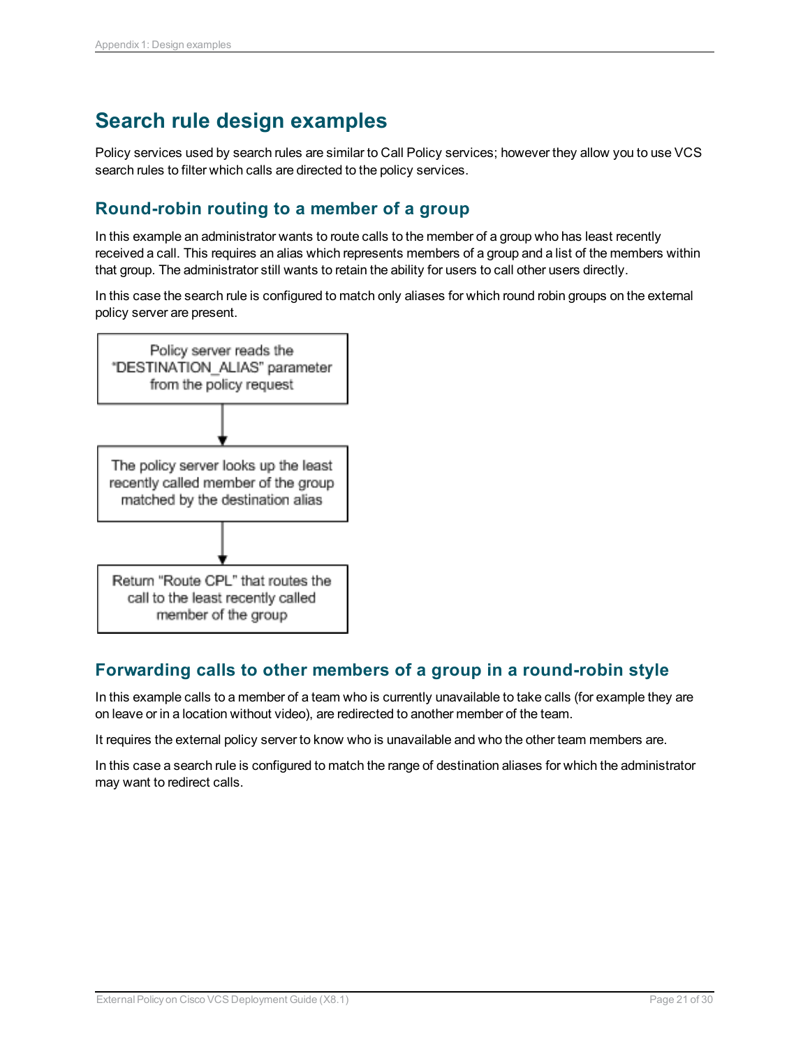# Search rule design examples

Policy services used by search rules are similar to Call Policy services; however they allow you to use VCS search rules to filter which calls are directed to the policy services.

## Round-robin routing to a member of a group

In this example an administrator wants to route calls to the member of a group who has least recently received a call. This requires an alias which represents members of a group and a list of the members within that group. The administrator still wants to retain the ability for users to call other users directly.

In this case the search rule is configured to match only aliases for which round robin groups on the external policy server are present.

Policy server reads the "DESTINATION_ALIAS" parameter from the policy request

↓

The policy server looks up the least recently called member of the group matched by the destination alias

↓

Return "Route CPL" that routes the call to the least recently called member of the group

## Forwarding calls to other members of a group in a round-robin style

In this example calls to a member of a team who is currently unavailable to take calls (for example they are on leave or in a location without video), are redirected to another member of the team.

It requires the external policy server to know who is unavailable and who the other team members are.

In this case a search rule is configured to match the range of destination aliases for which the administrator may want to redirect calls.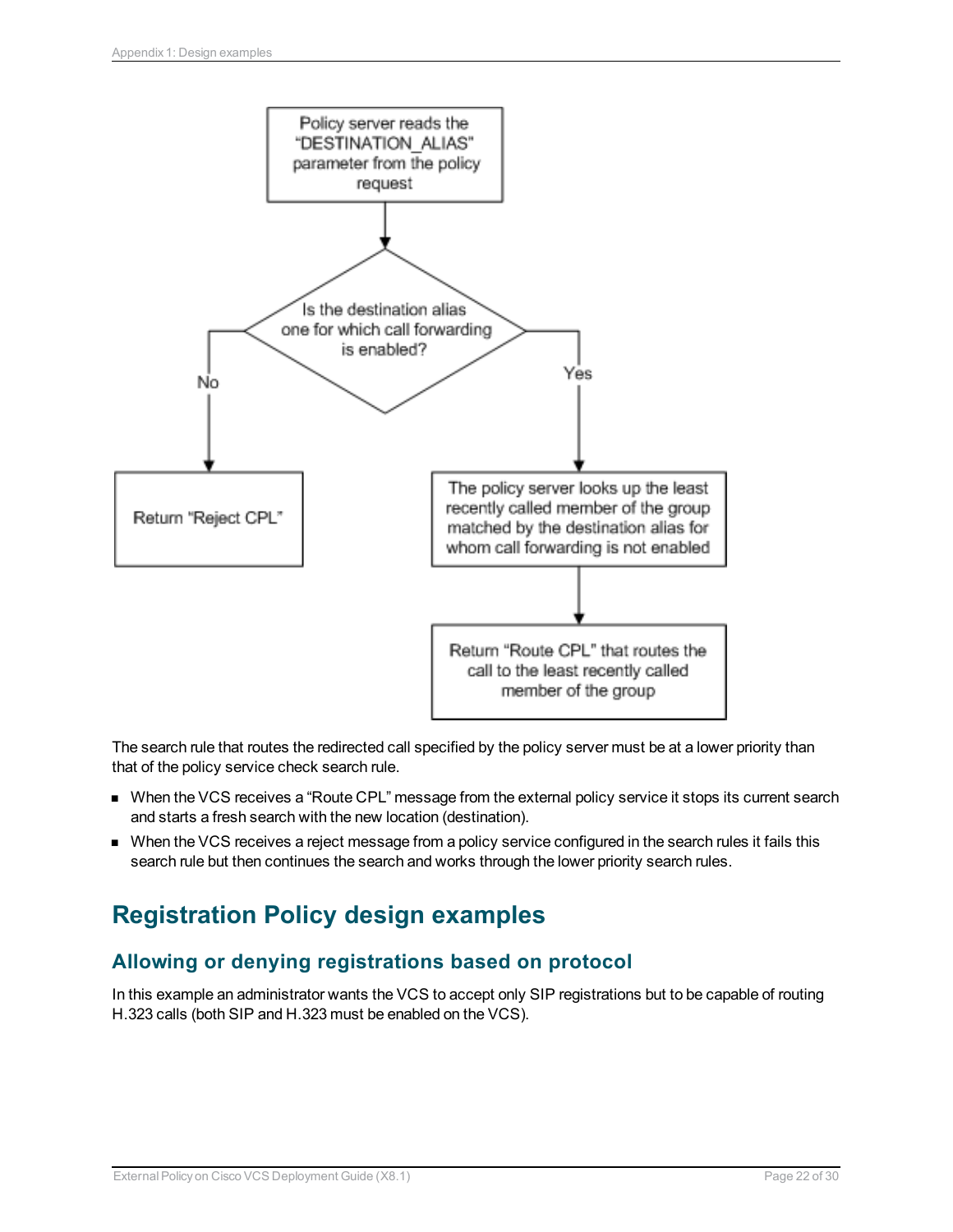Policy server reads the "DESTINATION_ALIAS" parameter from the policy request

Is the destination alias one for which call forwarding is enabled?

No

Return "Reject CPL"

Yes

The policy server looks up the least recently called member of the group matched by the destination alias for whom call forwarding is not enabled

Return "Route CPL" that routes the call to the least recently called member of the group

The search rule that routes the redirected call specified by the policy server must be at a lower priority than that of the policy service check search rule.

- When the VCS receives a "Route CPL" message from the external policy service it stops its current search and starts a fresh search with the new location (destination).
- When the VCS receives a reject message from a policy service configured in the search rules it fails this search rule but then continues the search and works through the lower priority search rules.

# Registration Policy design examples

## Allowing or denying registrations based on protocol

In this example an administrator wants the VCS to accept only SIP registrations but to be capable of routing H.323 calls (both SIP and H.323 must be enabled on the VCS).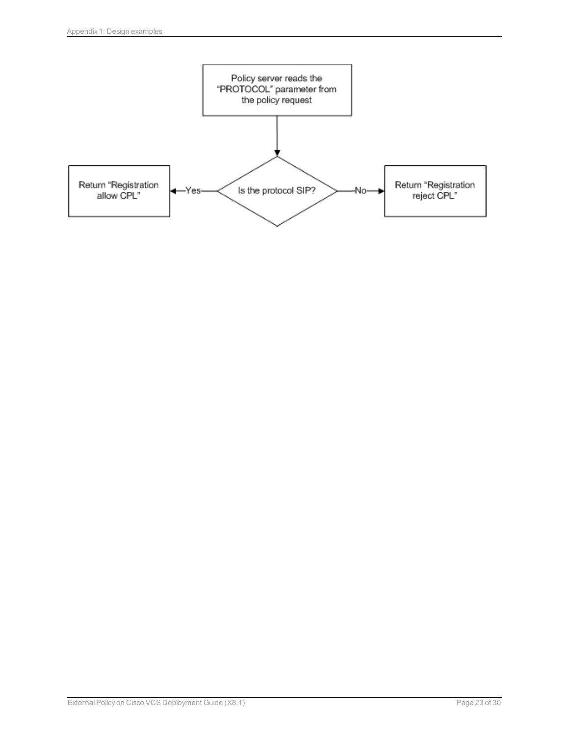Policy server reads the "PROTOCOL" parameter from the policy request

Is the protocol SIP?

Yes → Return "Registration allow CPL"

No → Return "Registration reject CPL"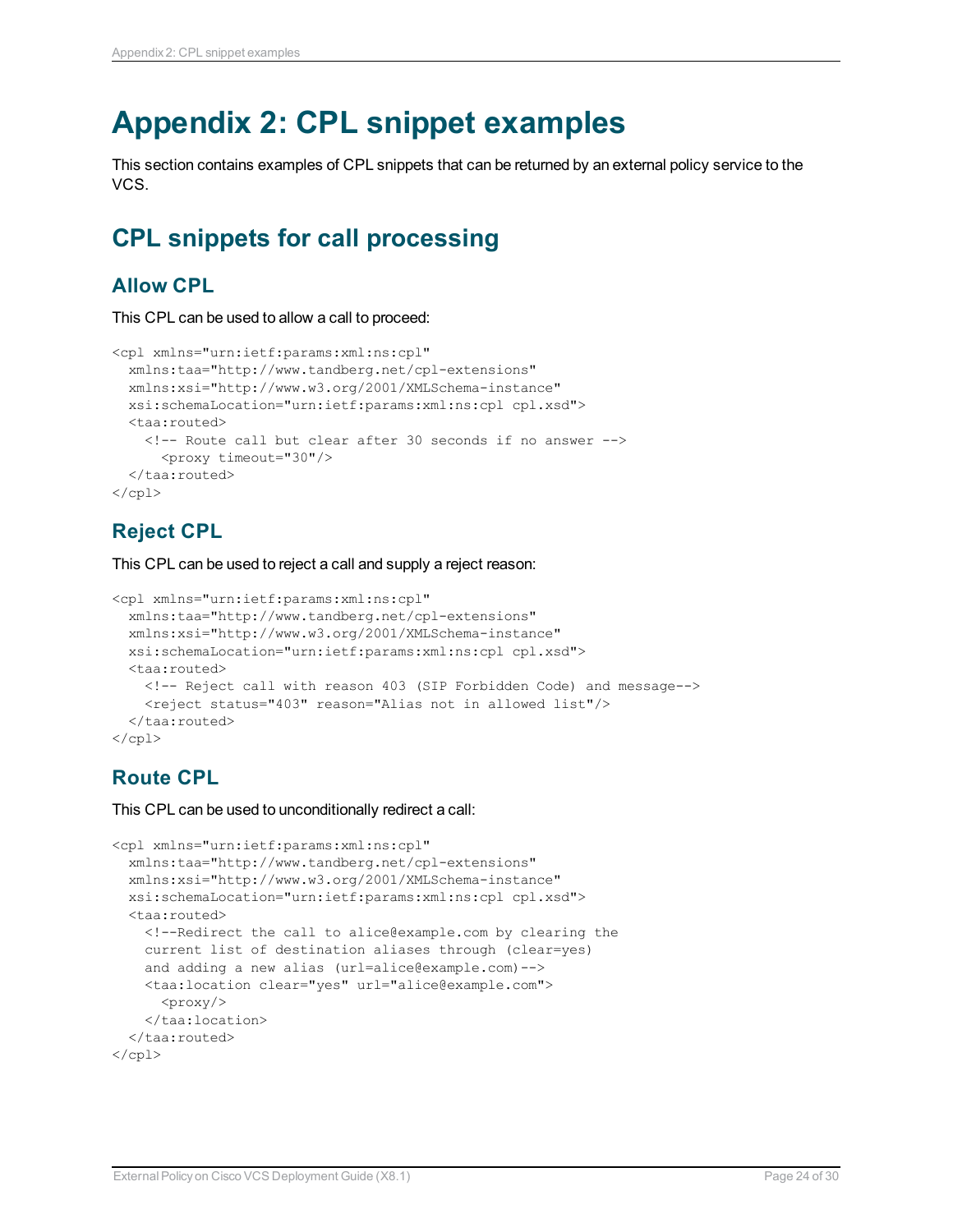# Appendix 2: CPL snippet examples

This section contains examples of CPL snippets that can be returned by an external policy service to the VCS.

## CPL snippets for call processing

### Allow CPL

This CPL can be used to allow a call to proceed:

```
<cpl xmlns="urn:ietf:params:xml:ns:cpl"
  xmlns:taa="http://www.tandberg.net/cpl-extensions"
  xmlns:xsi="http://www.w3.org/2001/XMLSchema-instance"
  xsi:schemaLocation="urn:ietf:params:xml:ns:cpl cpl.xsd">
  <taa:routed>
    <!-- Route call but clear after 30 seconds if no answer -->
      <proxy timeout="30"/>
  </taa:routed>
</cpl>
```

### Reject CPL

This CPL can be used to reject a call and supply a reject reason:

```
<cpl xmlns="urn:ietf:params:xml:ns:cpl"
  xmlns:taa="http://www.tandberg.net/cpl-extensions"
  xmlns:xsi="http://www.w3.org/2001/XMLSchema-instance"
  xsi:schemaLocation="urn:ietf:params:xml:ns:cpl cpl.xsd">
  <taa:routed>
    <!-- Reject call with reason 403 (SIP Forbidden Code) and message-->
    <reject status="403" reason="Alias not in allowed list"/>
  </taa:routed>
</cpl>
```

### Route CPL

This CPL can be used to unconditionally redirect a call:

```
<cpl xmlns="urn:ietf:params:xml:ns:cpl"
  xmlns:taa="http://www.tandberg.net/cpl-extensions"
  xmlns:xsi="http://www.w3.org/2001/XMLSchema-instance"
  xsi:schemaLocation="urn:ietf:params:xml:ns:cpl cpl.xsd">
  <taa:routed>
    <!--Redirect the call to alice@example.com by clearing the
    current list of destination aliases through (clear=yes)
    and adding a new alias (url=alice@example.com)-->
    <taa:location clear="yes" url="alice@example.com">
      <proxy/>
    </taa:location>
  </taa:routed>
</cpl>
```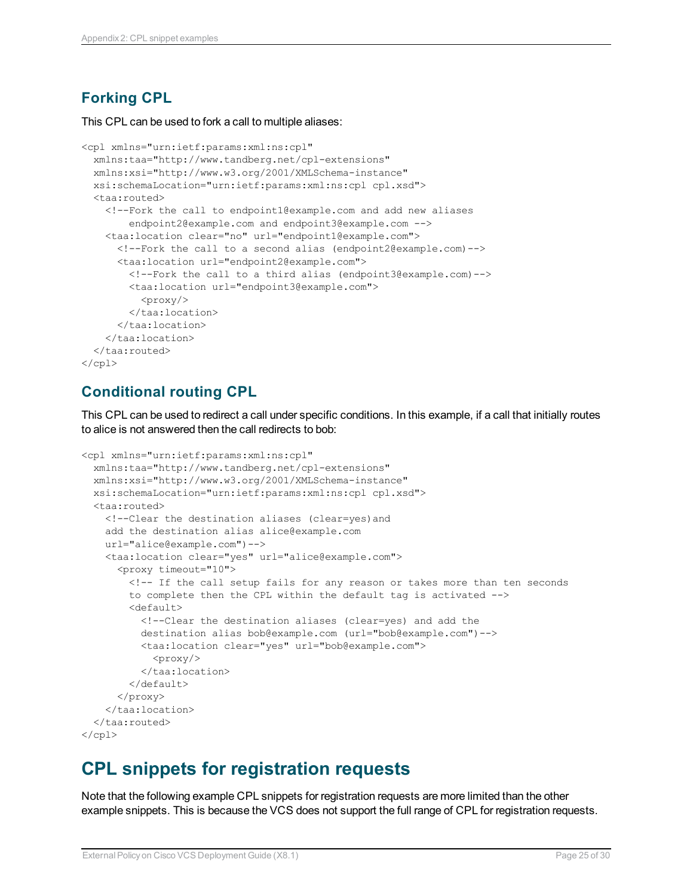## Forking CPL

This CPL can be used to fork a call to multiple aliases:

```
<cpl xmlns="urn:ietf:params:xml:ns:cpl"
  xmlns:taa="http://www.tandberg.net/cpl-extensions"
  xmlns:xsi="http://www.w3.org/2001/XMLSchema-instance"
  xsi:schemaLocation="urn:ietf:params:xml:ns:cpl cpl.xsd">
  <taa:routed>
    <!--Fork the call to endpoint1@example.com and add new aliases
        endpoint2@example.com and endpoint3@example.com -->
    <taa:location clear="no" url="endpoint1@example.com">
      <!--Fork the call to a second alias (endpoint2@example.com)-->
      <taa:location url="endpoint2@example.com">
        <!--Fork the call to a third alias (endpoint3@example.com)-->
        <taa:location url="endpoint3@example.com">
          <proxy/>
        </taa:location>
      </taa:location>
    </taa:location>
  </taa:routed>
</cpl>
```

## Conditional routing CPL

This CPL can be used to redirect a call under specific conditions. In this example, if a call that initially routes to alice is not answered then the call redirects to bob:

```
<cpl xmlns="urn:ietf:params:xml:ns:cpl"
  xmlns:taa="http://www.tandberg.net/cpl-extensions"
  xmlns:xsi="http://www.w3.org/2001/XMLSchema-instance"
  xsi:schemaLocation="urn:ietf:params:xml:ns:cpl cpl.xsd">
  <taa:routed>
    <!--Clear the destination aliases (clear=yes)and
    add the destination alias alice@example.com
    url="alice@example.com")-->
    <taa:location clear="yes" url="alice@example.com">
      <proxy timeout="10">
        <!-- If the call setup fails for any reason or takes more than ten seconds
        to complete then the CPL within the default tag is activated -->
        <default>
          <!--Clear the destination aliases (clear=yes) and add the
          destination alias bob@example.com (url="bob@example.com")-->
          <taa:location clear="yes" url="bob@example.com">
            <proxy/>
          </taa:location>
        </default>
      </proxy>
    </taa:location>
  </taa:routed>
</cpl>
```

# CPL snippets for registration requests

Note that the following example CPL snippets for registration requests are more limited than the other example snippets. This is because the VCS does not support the full range of CPL for registration requests.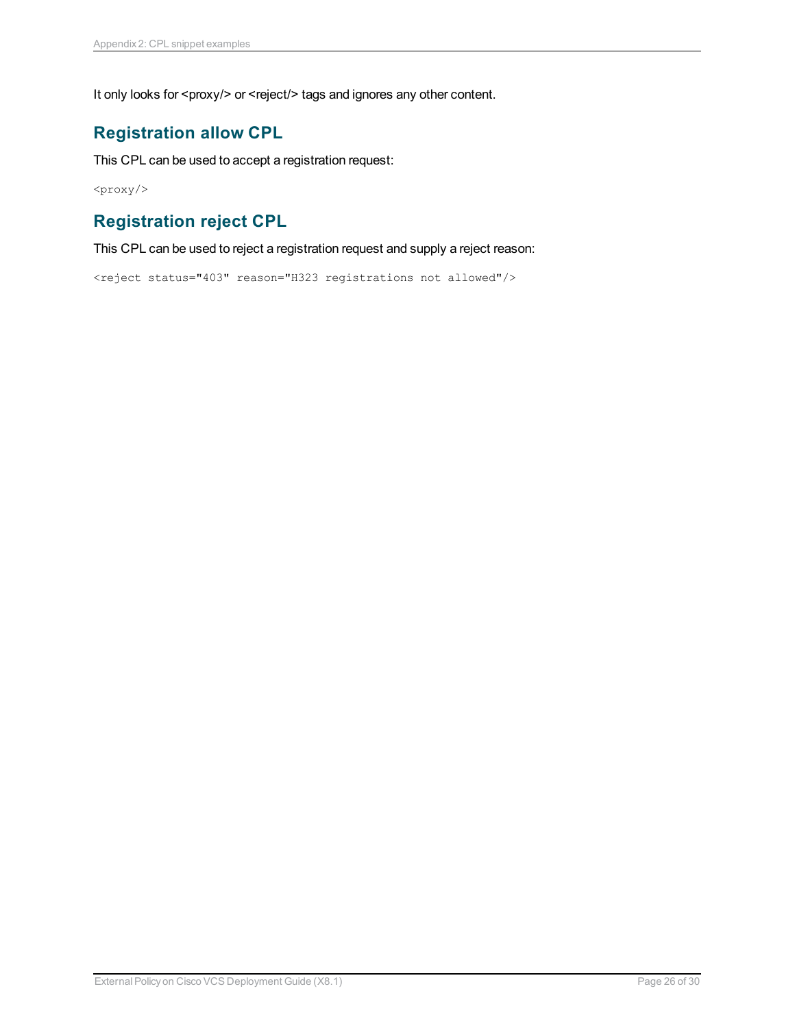It only looks for <proxy/> or <reject/> tags and ignores any other content.

## Registration allow CPL

This CPL can be used to accept a registration request:

```
<proxy/>
```

## Registration reject CPL

This CPL can be used to reject a registration request and supply a reject reason:

```
<reject status="403" reason="H323 registrations not allowed"/>
```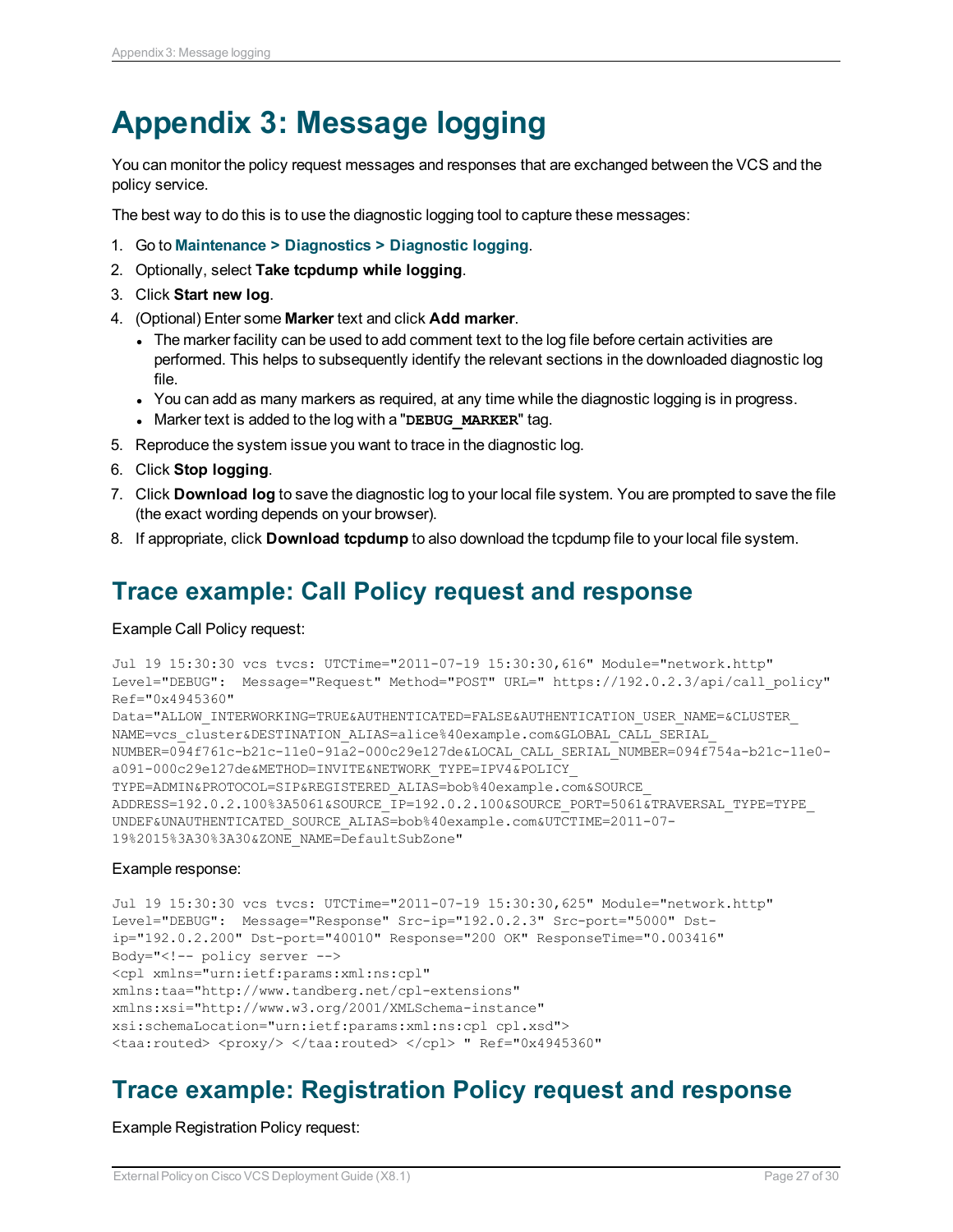# Appendix 3: Message logging

You can monitor the policy request messages and responses that are exchanged between the VCS and the policy service.

The best way to do this is to use the diagnostic logging tool to capture these messages:

1. Go to **Maintenance > Diagnostics > Diagnostic logging**.
2. Optionally, select **Take tcpdump while logging**.
3. Click **Start new log**.
4. (Optional) Enter some **Marker** text and click **Add marker**.
   - The marker facility can be used to add comment text to the log file before certain activities are performed. This helps to subsequently identify the relevant sections in the downloaded diagnostic log file.
   - You can add as many markers as required, at any time while the diagnostic logging is in progress.
   - Marker text is added to the log with a "**DEBUG_MARKER**" tag.
5. Reproduce the system issue you want to trace in the diagnostic log.
6. Click **Stop logging**.
7. Click **Download log** to save the diagnostic log to your local file system. You are prompted to save the file (the exact wording depends on your browser).
8. If appropriate, click **Download tcpdump** to also download the tcpdump file to your local file system.

## Trace example: Call Policy request and response

Example Call Policy request:

```
Jul 19 15:30:30 vcs tvcs: UTCTime="2011-07-19 15:30:30,616" Module="network.http"
Level="DEBUG":  Message="Request" Method="POST" URL=" https://192.0.2.3/api/call_policy"
Ref="0x4945360"
Data="ALLOW_INTERWORKING=TRUE&AUTHENTICATED=FALSE&AUTHENTICATION_USER_NAME=&CLUSTER_
NAME=vcs_cluster&DESTINATION_ALIAS=alice%40example.com&GLOBAL_CALL_SERIAL_
NUMBER=094f761c-b21c-11e0-91a2-000c29e127de&LOCAL_CALL_SERIAL_NUMBER=094f754a-b21c-11e0-
a091-000c29e127de&METHOD=INVITE&NETWORK_TYPE=IPV4&POLICY_
TYPE=ADMIN&PROTOCOL=SIP&REGISTERED_ALIAS=bob%40example.com&SOURCE_
ADDRESS=192.0.2.100%3A5061&SOURCE_IP=192.0.2.100&SOURCE_PORT=5061&TRAVERSAL_TYPE=TYPE_
UNDEF&UNAUTHENTICATED_SOURCE_ALIAS=bob%40example.com&UTCTIME=2011-07-
19%2015%3A30%3A30&ZONE_NAME=DefaultSubZone"
```

Example response:

```
Jul 19 15:30:30 vcs tvcs: UTCTime="2011-07-19 15:30:30,625" Module="network.http"
Level="DEBUG":  Message="Response" Src-ip="192.0.2.3" Src-port="5000" Dst-
ip="192.0.2.200" Dst-port="40010" Response="200 OK" ResponseTime="0.003416"
Body="<!-- policy server -->
<cpl xmlns="urn:ietf:params:xml:ns:cpl"
xmlns:taa="http://www.tandberg.net/cpl-extensions"
xmlns:xsi="http://www.w3.org/2001/XMLSchema-instance"
xsi:schemaLocation="urn:ietf:params:xml:ns:cpl cpl.xsd">
<taa:routed> <proxy/> </taa:routed> </cpl> " Ref="0x4945360"
```

## Trace example: Registration Policy request and response

Example Registration Policy request: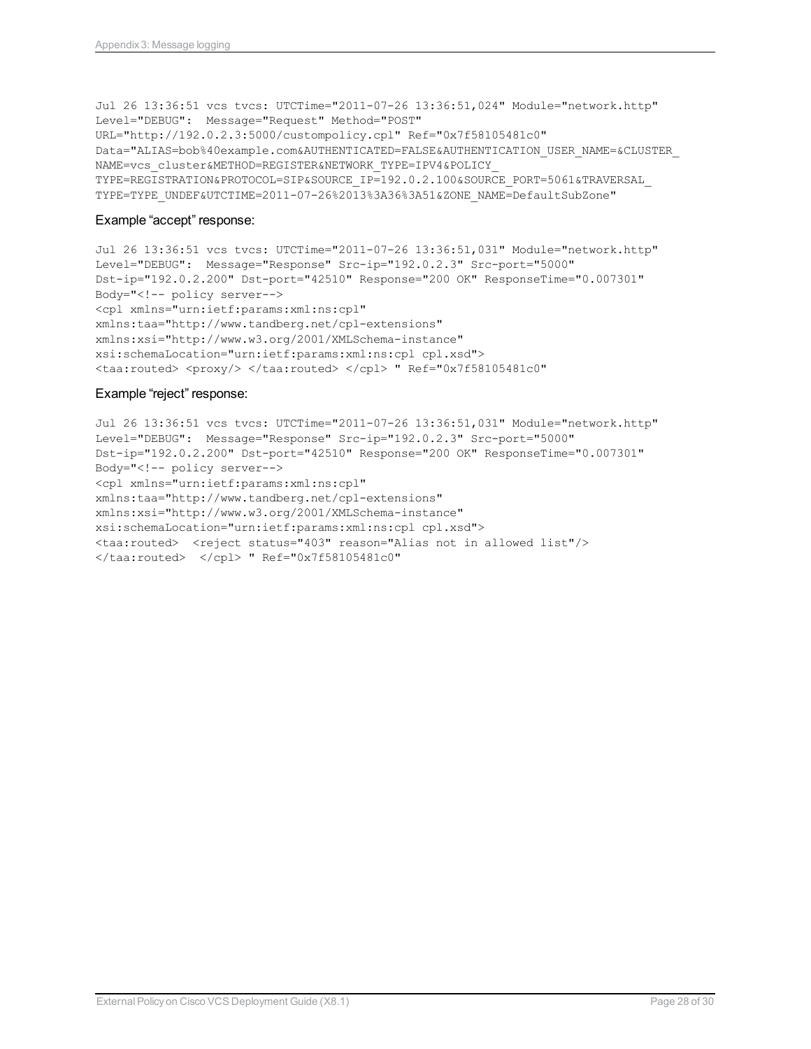```
Jul 26 13:36:51 vcs tvcs: UTCTime="2011-07-26 13:36:51,024" Module="network.http"
Level="DEBUG":  Message="Request" Method="POST"
URL="http://192.0.2.3:5000/custompolicy.cpl" Ref="0x7f58105481c0"
Data="ALIAS=bob%40example.com&AUTHENTICATED=FALSE&AUTHENTICATION_USER_NAME=&CLUSTER_
NAME=vcs_cluster&METHOD=REGISTER&NETWORK_TYPE=IPV4&POLICY_
TYPE=REGISTRATION&PROTOCOL=SIP&SOURCE_IP=192.0.2.100&SOURCE_PORT=5061&TRAVERSAL_
TYPE=TYPE_UNDEF&UTCTIME=2011-07-26%2013%3A36%3A51&ZONE_NAME=DefaultSubZone"
```

Example “accept” response:

```
Jul 26 13:36:51 vcs tvcs: UTCTime="2011-07-26 13:36:51,031" Module="network.http"
Level="DEBUG":  Message="Response" Src-ip="192.0.2.3" Src-port="5000"
Dst-ip="192.0.2.200" Dst-port="42510" Response="200 OK" ResponseTime="0.007301"
Body="<!-- policy server-->
<cpl xmlns="urn:ietf:params:xml:ns:cpl"
xmlns:taa="http://www.tandberg.net/cpl-extensions"
xmlns:xsi="http://www.w3.org/2001/XMLSchema-instance"
xsi:schemaLocation="urn:ietf:params:xml:ns:cpl cpl.xsd">
<taa:routed> <proxy/> </taa:routed> </cpl> " Ref="0x7f58105481c0"
```

Example “reject” response:

```
Jul 26 13:36:51 vcs tvcs: UTCTime="2011-07-26 13:36:51,031" Module="network.http"
Level="DEBUG":  Message="Response" Src-ip="192.0.2.3" Src-port="5000"
Dst-ip="192.0.2.200" Dst-port="42510" Response="200 OK" ResponseTime="0.007301"
Body="<!-- policy server-->
<cpl xmlns="urn:ietf:params:xml:ns:cpl"
xmlns:taa="http://www.tandberg.net/cpl-extensions"
xmlns:xsi="http://www.w3.org/2001/XMLSchema-instance"
xsi:schemaLocation="urn:ietf:params:xml:ns:cpl cpl.xsd">
<taa:routed>  <reject status="403" reason="Alias not in allowed list"/>
</taa:routed>  </cpl> " Ref="0x7f58105481c0"
```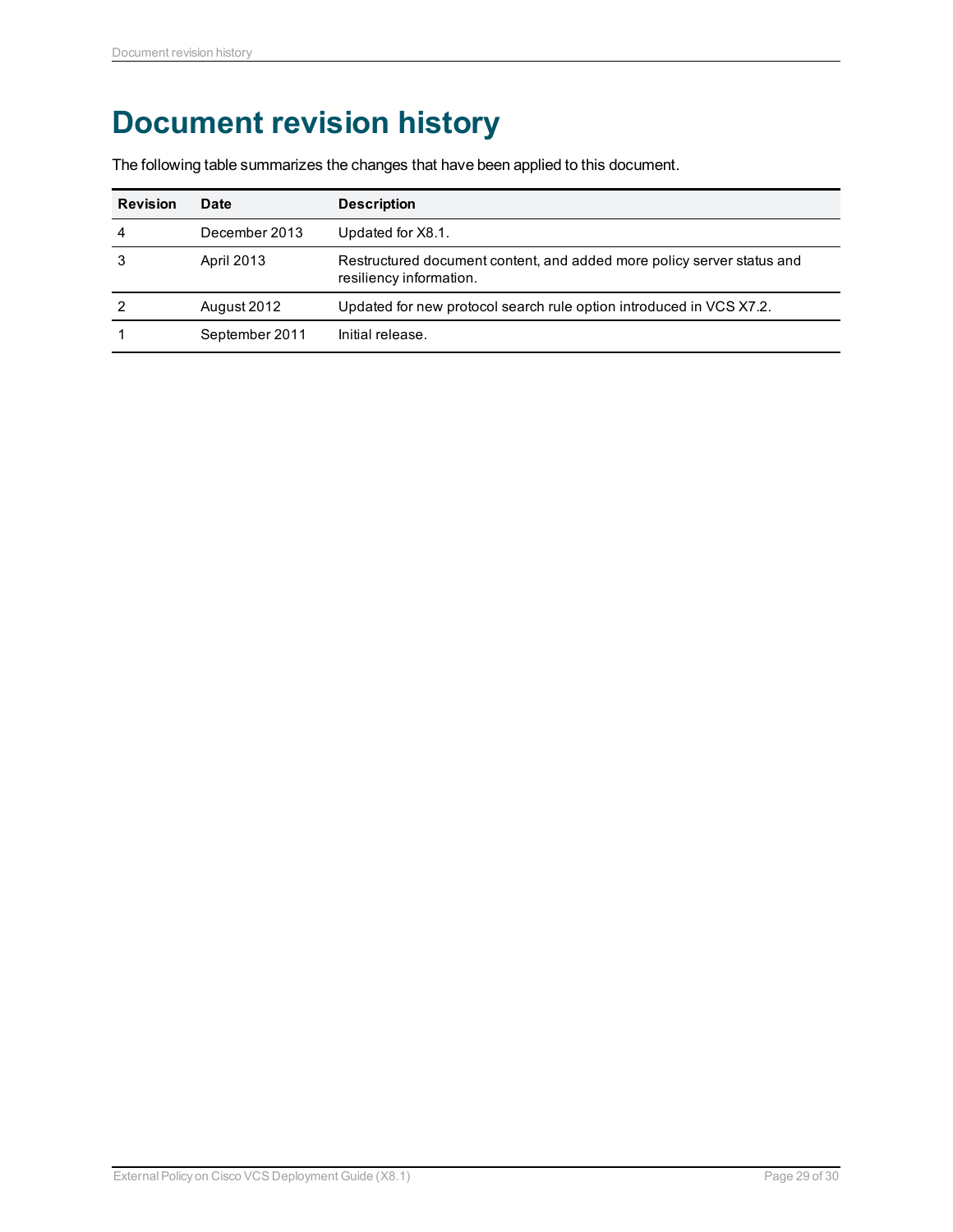# Document revision history

The following table summarizes the changes that have been applied to this document.

| Revision | Date | Description |
| --- | --- | --- |
| 4 | December 2013 | Updated for X8.1. |
| 3 | April 2013 | Restructured document content, and added more policy server status and resiliency information. |
| 2 | August 2012 | Updated for new protocol search rule option introduced in VCS X7.2. |
| 1 | September 2011 | Initial release. |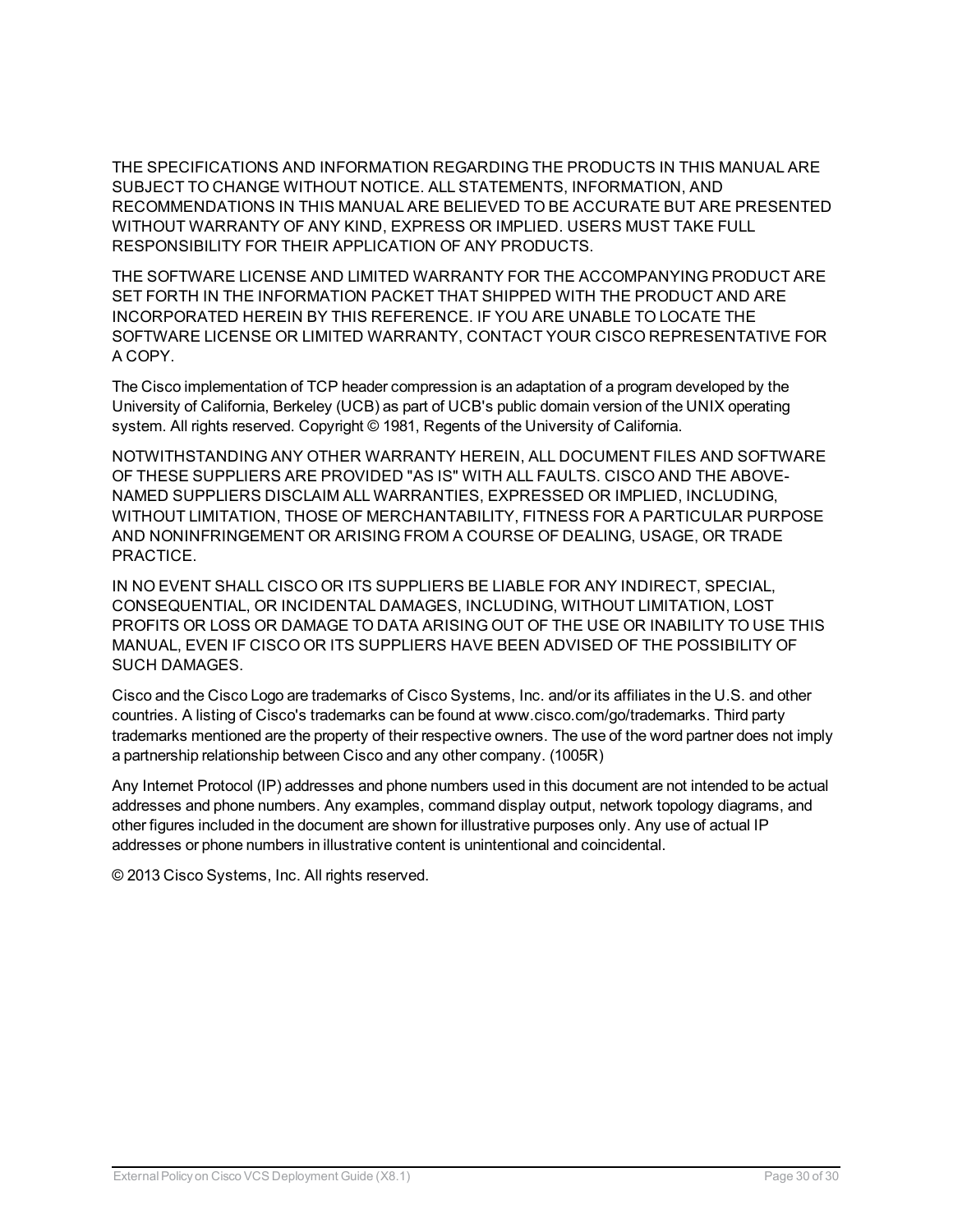THE SPECIFICATIONS AND INFORMATION REGARDING THE PRODUCTS IN THIS MANUAL ARE SUBJECT TO CHANGE WITHOUT NOTICE. ALL STATEMENTS, INFORMATION, AND RECOMMENDATIONS IN THIS MANUAL ARE BELIEVED TO BE ACCURATE BUT ARE PRESENTED WITHOUT WARRANTY OF ANY KIND, EXPRESS OR IMPLIED. USERS MUST TAKE FULL RESPONSIBILITY FOR THEIR APPLICATION OF ANY PRODUCTS.

THE SOFTWARE LICENSE AND LIMITED WARRANTY FOR THE ACCOMPANYING PRODUCT ARE SET FORTH IN THE INFORMATION PACKET THAT SHIPPED WITH THE PRODUCT AND ARE INCORPORATED HEREIN BY THIS REFERENCE. IF YOU ARE UNABLE TO LOCATE THE SOFTWARE LICENSE OR LIMITED WARRANTY, CONTACT YOUR CISCO REPRESENTATIVE FOR A COPY.

The Cisco implementation of TCP header compression is an adaptation of a program developed by the University of California, Berkeley (UCB) as part of UCB's public domain version of the UNIX operating system. All rights reserved. Copyright © 1981, Regents of the University of California.

NOTWITHSTANDING ANY OTHER WARRANTY HEREIN, ALL DOCUMENT FILES AND SOFTWARE OF THESE SUPPLIERS ARE PROVIDED "AS IS" WITH ALL FAULTS. CISCO AND THE ABOVE-NAMED SUPPLIERS DISCLAIM ALL WARRANTIES, EXPRESSED OR IMPLIED, INCLUDING, WITHOUT LIMITATION, THOSE OF MERCHANTABILITY, FITNESS FOR A PARTICULAR PURPOSE AND NONINFRINGEMENT OR ARISING FROM A COURSE OF DEALING, USAGE, OR TRADE PRACTICE.

IN NO EVENT SHALL CISCO OR ITS SUPPLIERS BE LIABLE FOR ANY INDIRECT, SPECIAL, CONSEQUENTIAL, OR INCIDENTAL DAMAGES, INCLUDING, WITHOUT LIMITATION, LOST PROFITS OR LOSS OR DAMAGE TO DATA ARISING OUT OF THE USE OR INABILITY TO USE THIS MANUAL, EVEN IF CISCO OR ITS SUPPLIERS HAVE BEEN ADVISED OF THE POSSIBILITY OF SUCH DAMAGES.

Cisco and the Cisco Logo are trademarks of Cisco Systems, Inc. and/or its affiliates in the U.S. and other countries. A listing of Cisco's trademarks can be found at www.cisco.com/go/trademarks. Third party trademarks mentioned are the property of their respective owners. The use of the word partner does not imply a partnership relationship between Cisco and any other company. (1005R)

Any Internet Protocol (IP) addresses and phone numbers used in this document are not intended to be actual addresses and phone numbers. Any examples, command display output, network topology diagrams, and other figures included in the document are shown for illustrative purposes only. Any use of actual IP addresses or phone numbers in illustrative content is unintentional and coincidental.

© 2013 Cisco Systems, Inc. All rights reserved.